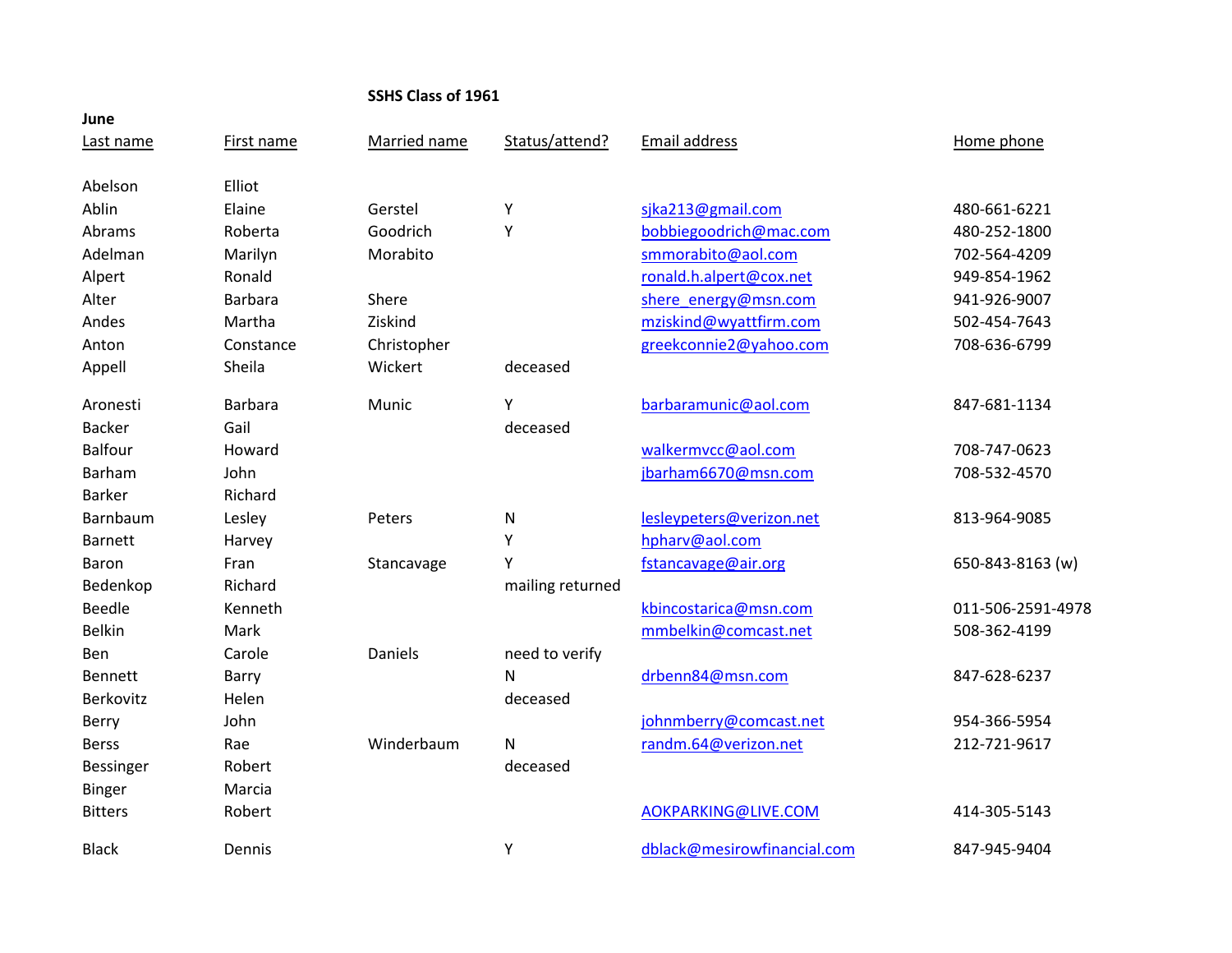**SSHS Class of 1961**

**June**

| Last name | First name | Married name | Status/attend? | Email address | Home phone |
|---|---|---|---|---|---|
| Abelson | Elliot | | | | |
| Ablin | Elaine | Gerstel | Y | sjka213@gmail.com | 480-661-6221 |
| Abrams | Roberta | Goodrich | Y | bobbiegoodrich@mac.com | 480-252-1800 |
| Adelman | Marilyn | Morabito | | smmorabito@aol.com | 702-564-4209 |
| Alpert | Ronald | | | ronald.h.alpert@cox.net | 949-854-1962 |
| Alter | Barbara | Shere | | shere_energy@msn.com | 941-926-9007 |
| Andes | Martha | Ziskind | | mziskind@wyattfirm.com | 502-454-7643 |
| Anton | Constance | Christopher | | greekconnie2@yahoo.com | 708-636-6799 |
| Appell | Sheila | Wickert | deceased | | |
| Aronesti | Barbara | Munic | Y | barbaramunic@aol.com | 847-681-1134 |
| Backer | Gail | | deceased | | |
| Balfour | Howard | | | walkermvcc@aol.com | 708-747-0623 |
| Barham | John | | | jbarham6670@msn.com | 708-532-4570 |
| Barker | Richard | | | | |
| Barnbaum | Lesley | Peters | N | lesleypeters@verizon.net | 813-964-9085 |
| Barnett | Harvey | | Y | hpharv@aol.com | |
| Baron | Fran | Stancavage | Y | fstancavage@air.org | 650-843-8163 (w) |
| Bedenkop | Richard | | mailing returned | | |
| Beedle | Kenneth | | | kbincostarica@msn.com | 011-506-2591-4978 |
| Belkin | Mark | | | mmbelkin@comcast.net | 508-362-4199 |
| Ben | Carole | Daniels | need to verify | | |
| Bennett | Barry | | N | drbenn84@msn.com | 847-628-6237 |
| Berkovitz | Helen | | deceased | | |
| Berry | John | | | johnmberry@comcast.net | 954-366-5954 |
| Berss | Rae | Winderbaum | N | randm.64@verizon.net | 212-721-9617 |
| Bessinger | Robert | | deceased | | |
| Binger | Marcia | | | | |
| Bitters | Robert | | | AOKPARKING@LIVE.COM | 414-305-5143 |
| Black | Dennis | | Y | dblack@mesirowfinancial.com | 847-945-9404 |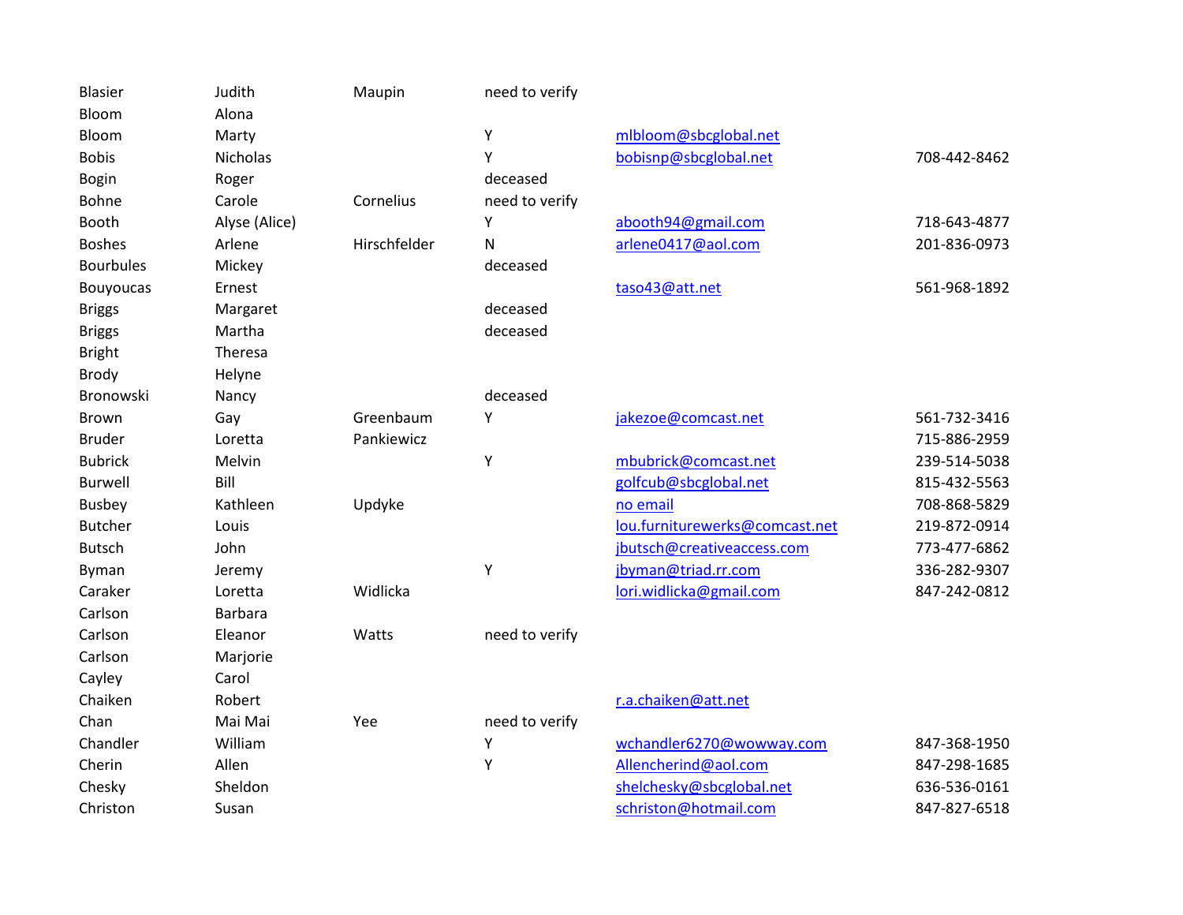| | | | | | |
|---|---|---|---|---|---|
| Blasier | Judith | Maupin | need to verify | | |
| Bloom | Alona | | | | |
| Bloom | Marty | | Y | mlbloom@sbcglobal.net | |
| Bobis | Nicholas | | Y | bobisnp@sbcglobal.net | 708-442-8462 |
| Bogin | Roger | | deceased | | |
| Bohne | Carole | Cornelius | need to verify | | |
| Booth | Alyse (Alice) | | Y | abooth94@gmail.com | 718-643-4877 |
| Boshes | Arlene | Hirschfelder | N | arlene0417@aol.com | 201-836-0973 |
| Bourbules | Mickey | | deceased | | |
| Bouyoucas | Ernest | | | taso43@att.net | 561-968-1892 |
| Briggs | Margaret | | deceased | | |
| Briggs | Martha | | deceased | | |
| Bright | Theresa | | | | |
| Brody | Helyne | | | | |
| Bronowski | Nancy | | deceased | | |
| Brown | Gay | Greenbaum | Y | jakezoe@comcast.net | 561-732-3416 |
| Bruder | Loretta | Pankiewicz | | | 715-886-2959 |
| Bubrick | Melvin | | Y | mbubrick@comcast.net | 239-514-5038 |
| Burwell | Bill | | | golfcub@sbcglobal.net | 815-432-5563 |
| Busbey | Kathleen | Updyke | | no email | 708-868-5829 |
| Butcher | Louis | | | lou.furniturewerks@comcast.net | 219-872-0914 |
| Butsch | John | | | jbutsch@creativeaccess.com | 773-477-6862 |
| Byman | Jeremy | | Y | jbyman@triad.rr.com | 336-282-9307 |
| Caraker | Loretta | Widlicka | | lori.widlicka@gmail.com | 847-242-0812 |
| Carlson | Barbara | | | | |
| Carlson | Eleanor | Watts | need to verify | | |
| Carlson | Marjorie | | | | |
| Cayley | Carol | | | | |
| Chaiken | Robert | | | r.a.chaiken@att.net | |
| Chan | Mai Mai | Yee | need to verify | | |
| Chandler | William | | Y | wchandler6270@wowway.com | 847-368-1950 |
| Cherin | Allen | | Y | Allencherind@aol.com | 847-298-1685 |
| Chesky | Sheldon | | | shelchesky@sbcglobal.net | 636-536-0161 |
| Christon | Susan | | | schriston@hotmail.com | 847-827-6518 |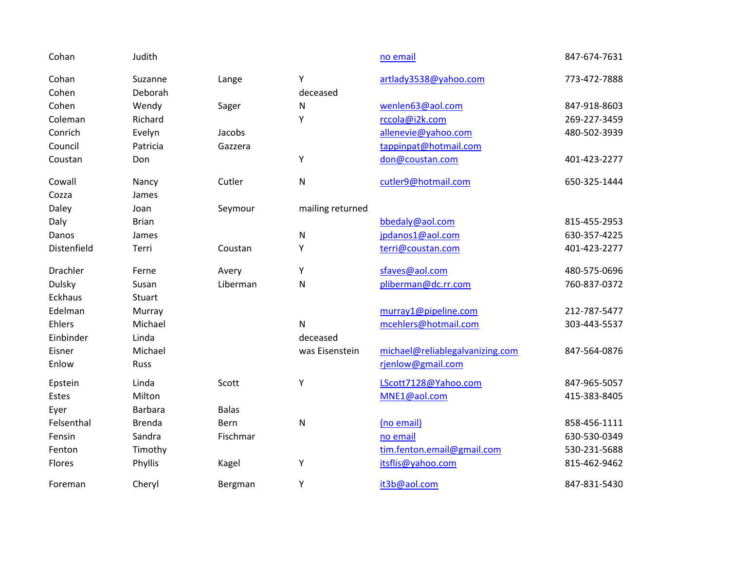| | | | | | |
|---|---|---|---|---|---|
| Cohan | Judith | | | no email | 847-674-7631 |
| Cohan | Suzanne | Lange | Y | artlady3538@yahoo.com | 773-472-7888 |
| Cohen | Deborah | | deceased | | |
| Cohen | Wendy | Sager | N | wenlen63@aol.com | 847-918-8603 |
| Coleman | Richard | | Y | rccola@i2k.com | 269-227-3459 |
| Conrich | Evelyn | Jacobs | | allenevie@yahoo.com | 480-502-3939 |
| Council | Patricia | Gazzera | | tappinpat@hotmail.com | |
| Coustan | Don | | Y | don@coustan.com | 401-423-2277 |
| Cowall | Nancy | Cutler | N | cutler9@hotmail.com | 650-325-1444 |
| Cozza | James | | | | |
| Daley | Joan | Seymour | mailing returned | | |
| Daly | Brian | | | bbedaly@aol.com | 815-455-2953 |
| Danos | James | | N | jpdanos1@aol.com | 630-357-4225 |
| Distenfield | Terri | Coustan | Y | terri@coustan.com | 401-423-2277 |
| Drachler | Ferne | Avery | Y | sfaves@aol.com | 480-575-0696 |
| Dulsky | Susan | Liberman | N | pliberman@dc.rr.com | 760-837-0372 |
| Eckhaus | Stuart | | | | |
| Edelman | Murray | | | murray1@pipeline.com | 212-787-5477 |
| Ehlers | Michael | | N | mcehlers@hotmail.com | 303-443-5537 |
| Einbinder | Linda | | deceased | | |
| Eisner | Michael | | was Eisenstein | michael@reliablegalvanizing.com | 847-564-0876 |
| Enlow | Russ | | | rjenlow@gmail.com | |
| Epstein | Linda | Scott | Y | LScott7128@Yahoo.com | 847-965-5057 |
| Estes | Milton | | | MNE1@aol.com | 415-383-8405 |
| Eyer | Barbara | Balas | | | |
| Felsenthal | Brenda | Bern | N | (no email) | 858-456-1111 |
| Fensin | Sandra | Fischmar | | no email | 630-530-0349 |
| Fenton | Timothy | | | tim.fenton.email@gmail.com | 530-231-5688 |
| Flores | Phyllis | Kagel | Y | itsflis@yahoo.com | 815-462-9462 |
| Foreman | Cheryl | Bergman | Y | it3b@aol.com | 847-831-5430 |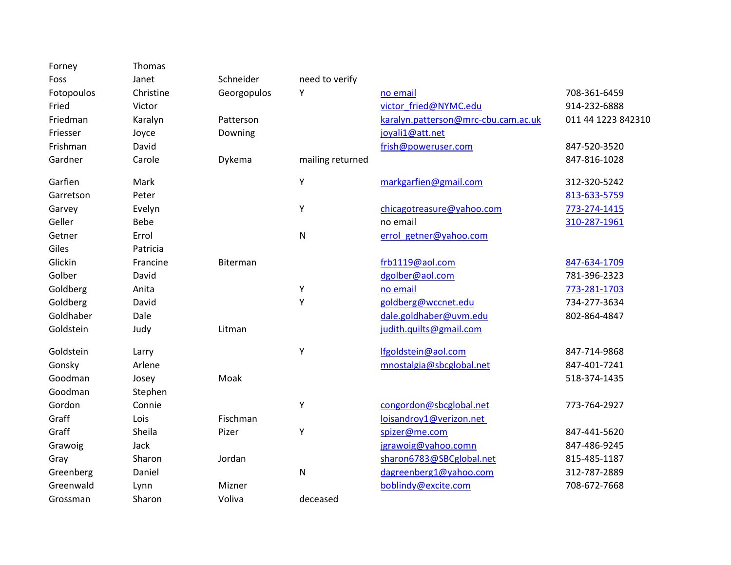| | | | | | |
|---|---|---|---|---|---|
| Forney | Thomas | | | | |
| Foss | Janet | Schneider | need to verify | | |
| Fotopoulos | Christine | Georgopulos | Y | no email | 708-361-6459 |
| Fried | Victor | | | victor_fried@NYMC.edu | 914-232-6888 |
| Friedman | Karalyn | Patterson | | karalyn.patterson@mrc-cbu.cam.ac.uk | 011 44 1223 842310 |
| Friesser | Joyce | Downing | | joyali1@att.net | |
| Frishman | David | | | frish@poweruser.com | 847-520-3520 |
| Gardner | Carole | Dykema | mailing returned | | 847-816-1028 |
| Garfien | Mark | | Y | markgarfien@gmail.com | 312-320-5242 |
| Garretson | Peter | | | | 813-633-5759 |
| Garvey | Evelyn | | Y | chicagotreasure@yahoo.com | 773-274-1415 |
| Geller | Bebe | | | no email | 310-287-1961 |
| Getner | Errol | | N | errol_getner@yahoo.com | |
| Giles | Patricia | | | | |
| Glickin | Francine | Biterman | | frb1119@aol.com | 847-634-1709 |
| Golber | David | | | dgolber@aol.com | 781-396-2323 |
| Goldberg | Anita | | Y | no email | 773-281-1703 |
| Goldberg | David | | Y | goldberg@wccnet.edu | 734-277-3634 |
| Goldhaber | Dale | | | dale.goldhaber@uvm.edu | 802-864-4847 |
| Goldstein | Judy | Litman | | judith.quilts@gmail.com | |
| Goldstein | Larry | | Y | lfgoldstein@aol.com | 847-714-9868 |
| Gonsky | Arlene | | | mnostalgia@sbcglobal.net | 847-401-7241 |
| Goodman | Josey | Moak | | | 518-374-1435 |
| Goodman | Stephen | | | | |
| Gordon | Connie | | Y | congordon@sbcglobal.net | 773-764-2927 |
| Graff | Lois | Fischman | | loisandroy1@verizon.net | |
| Graff | Sheila | Pizer | Y | spizer@me.com | 847-441-5620 |
| Grawoig | Jack | | | jgrawoig@yahoo.comn | 847-486-9245 |
| Gray | Sharon | Jordan | | sharon6783@SBCglobal.net | 815-485-1187 |
| Greenberg | Daniel | | N | dagreenberg1@yahoo.com | 312-787-2889 |
| Greenwald | Lynn | Mizner | | boblindy@excite.com | 708-672-7668 |
| Grossman | Sharon | Voliva | deceased | | |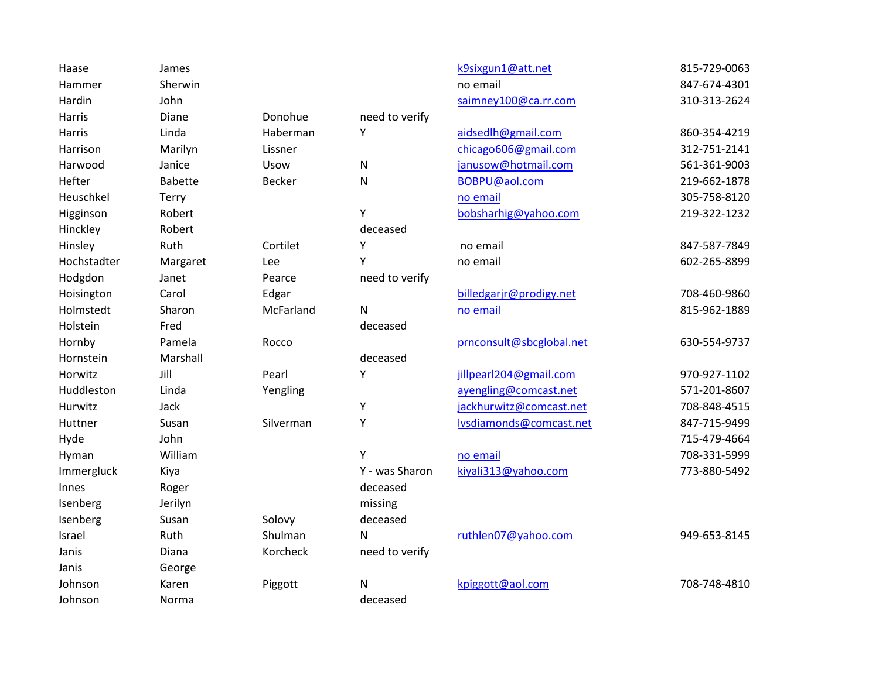| | | | | | |
|---|---|---|---|---|---|
| Haase | James | | | k9sixgun1@att.net | 815-729-0063 |
| Hammer | Sherwin | | | no email | 847-674-4301 |
| Hardin | John | | | saimney100@ca.rr.com | 310-313-2624 |
| Harris | Diane | Donohue | need to verify | | |
| Harris | Linda | Haberman | Y | aidsedlh@gmail.com | 860-354-4219 |
| Harrison | Marilyn | Lissner | | chicago606@gmail.com | 312-751-2141 |
| Harwood | Janice | Usow | N | janusow@hotmail.com | 561-361-9003 |
| Hefter | Babette | Becker | N | BOBPU@aol.com | 219-662-1878 |
| Heuschkel | Terry | | | no email | 305-758-8120 |
| Higginson | Robert | | Y | bobsharhig@yahoo.com | 219-322-1232 |
| Hinckley | Robert | | deceased | | |
| Hinsley | Ruth | Cortilet | Y | no email | 847-587-7849 |
| Hochstadter | Margaret | Lee | Y | no email | 602-265-8899 |
| Hodgdon | Janet | Pearce | need to verify | | |
| Hoisington | Carol | Edgar | | billedgarjr@prodigy.net | 708-460-9860 |
| Holmstedt | Sharon | McFarland | N | no email | 815-962-1889 |
| Holstein | Fred | | deceased | | |
| Hornby | Pamela | Rocco | | prnconsult@sbcglobal.net | 630-554-9737 |
| Hornstein | Marshall | | deceased | | |
| Horwitz | Jill | Pearl | Y | jillpearl204@gmail.com | 970-927-1102 |
| Huddleston | Linda | Yengling | | ayengling@comcast.net | 571-201-8607 |
| Hurwitz | Jack | | Y | jackhurwitz@comcast.net | 708-848-4515 |
| Huttner | Susan | Silverman | Y | lvsdiamonds@comcast.net | 847-715-9499 |
| Hyde | John | | | | 715-479-4664 |
| Hyman | William | | Y | no email | 708-331-5999 |
| Immergluck | Kiya | | Y - was Sharon | kiyali313@yahoo.com | 773-880-5492 |
| Innes | Roger | | deceased | | |
| Isenberg | Jerilyn | | missing | | |
| Isenberg | Susan | Solovy | deceased | | |
| Israel | Ruth | Shulman | N | ruthlen07@yahoo.com | 949-653-8145 |
| Janis | Diana | Korcheck | need to verify | | |
| Janis | George | | | | |
| Johnson | Karen | Piggott | N | kpiggott@aol.com | 708-748-4810 |
| Johnson | Norma | | deceased | | |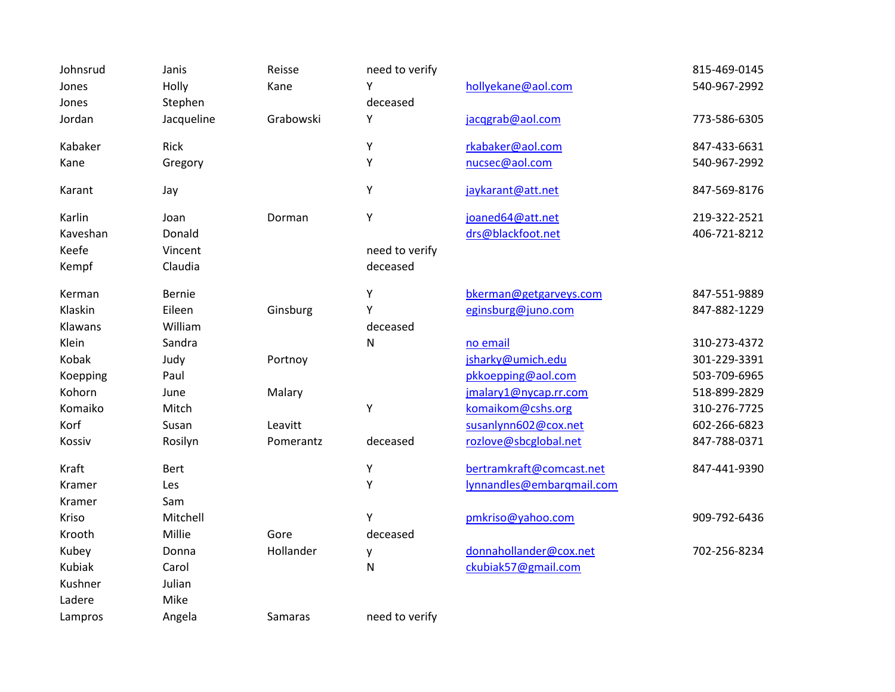| | | | | | |
|---|---|---|---|---|---|
| Johnsrud | Janis | Reisse | need to verify | | 815-469-0145 |
| Jones | Holly | Kane | Y | hollyekane@aol.com | 540-967-2992 |
| Jones | Stephen | | deceased | | |
| Jordan | Jacqueline | Grabowski | Y | jacqgrab@aol.com | 773-586-6305 |
| Kabaker | Rick | | Y | rkabaker@aol.com | 847-433-6631 |
| Kane | Gregory | | Y | nucsec@aol.com | 540-967-2992 |
| Karant | Jay | | Y | jaykarant@att.net | 847-569-8176 |
| Karlin | Joan | Dorman | Y | joaned64@att.net | 219-322-2521 |
| Kaveshan | Donald | | | drs@blackfoot.net | 406-721-8212 |
| Keefe | Vincent | | need to verify | | |
| Kempf | Claudia | | deceased | | |
| Kerman | Bernie | | Y | bkerman@getgarveys.com | 847-551-9889 |
| Klaskin | Eileen | Ginsburg | Y | eginsburg@juno.com | 847-882-1229 |
| Klawans | William | | deceased | | |
| Klein | Sandra | | N | no email | 310-273-4372 |
| Kobak | Judy | Portnoy | | jsharky@umich.edu | 301-229-3391 |
| Koepping | Paul | | | pkkoepping@aol.com | 503-709-6965 |
| Kohorn | June | Malary | | jmalary1@nycap.rr.com | 518-899-2829 |
| Komaiko | Mitch | | Y | komaikom@cshs.org | 310-276-7725 |
| Korf | Susan | Leavitt | | susanlynn602@cox.net | 602-266-6823 |
| Kossiv | Rosilyn | Pomerantz | deceased | rozlove@sbcglobal.net | 847-788-0371 |
| Kraft | Bert | | Y | bertramkraft@comcast.net | 847-441-9390 |
| Kramer | Les | | Y | lynnandles@embarqmail.com | |
| Kramer | Sam | | | | |
| Kriso | Mitchell | | Y | pmkriso@yahoo.com | 909-792-6436 |
| Krooth | Millie | Gore | deceased | | |
| Kubey | Donna | Hollander | y | donnahollander@cox.net | 702-256-8234 |
| Kubiak | Carol | | N | ckubiak57@gmail.com | |
| Kushner | Julian | | | | |
| Ladere | Mike | | | | |
| Lampros | Angela | Samaras | need to verify | | |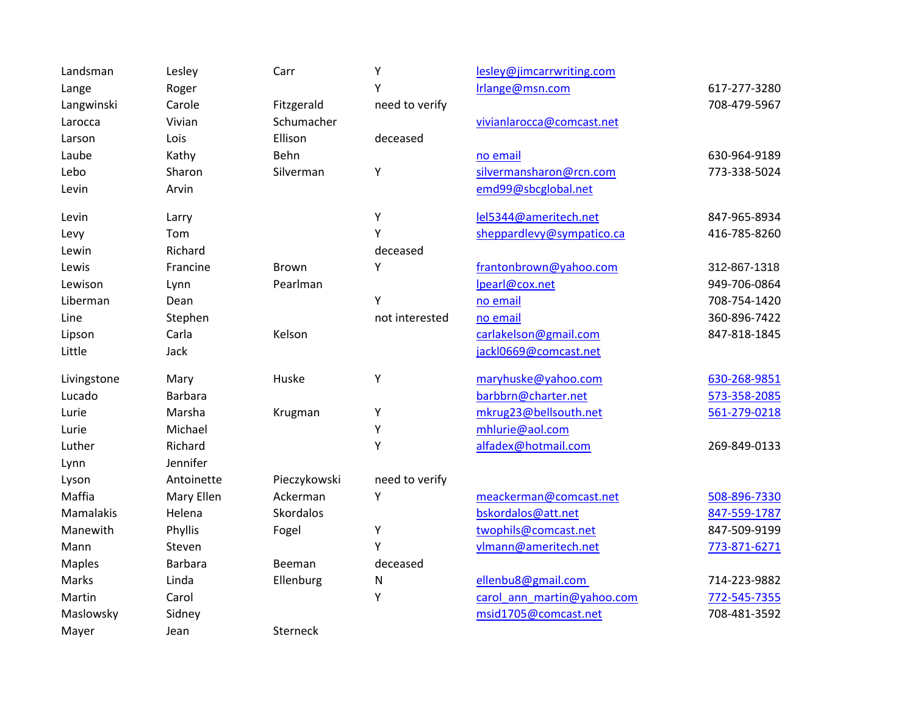| | | | | | |
|---|---|---|---|---|---|
| Landsman | Lesley | Carr | Y | lesley@jimcarrwriting.com | |
| Lange | Roger | | Y | lrlange@msn.com | 617-277-3280 |
| Langwinski | Carole | Fitzgerald | need to verify | | 708-479-5967 |
| Larocca | Vivian | Schumacher | | vivianlarocca@comcast.net | |
| Larson | Lois | Ellison | deceased | | |
| Laube | Kathy | Behn | | no email | 630-964-9189 |
| Lebo | Sharon | Silverman | Y | silvermansharon@rcn.com | 773-338-5024 |
| Levin | Arvin | | | emd99@sbcglobal.net | |
| Levin | Larry | | Y | lel5344@ameritech.net | 847-965-8934 |
| Levy | Tom | | Y | sheppardlevy@sympatico.ca | 416-785-8260 |
| Lewin | Richard | | deceased | | |
| Lewis | Francine | Brown | Y | frantonbrown@yahoo.com | 312-867-1318 |
| Lewison | Lynn | Pearlman | | lpearl@cox.net | 949-706-0864 |
| Liberman | Dean | | Y | no email | 708-754-1420 |
| Line | Stephen | | not interested | no email | 360-896-7422 |
| Lipson | Carla | Kelson | | carlakelson@gmail.com | 847-818-1845 |
| Little | Jack | | | jackl0669@comcast.net | |
| Livingstone | Mary | Huske | Y | maryhuske@yahoo.com | 630-268-9851 |
| Lucado | Barbara | | | barbbrn@charter.net | 573-358-2085 |
| Lurie | Marsha | Krugman | Y | mkrug23@bellsouth.net | 561-279-0218 |
| Lurie | Michael | | Y | mhlurie@aol.com | |
| Luther | Richard | | Y | alfadex@hotmail.com | 269-849-0133 |
| Lynn | Jennifer | | | | |
| Lyson | Antoinette | Pieczykowski | need to verify | | |
| Maffia | Mary Ellen | Ackerman | Y | meackerman@comcast.net | 508-896-7330 |
| Mamalakis | Helena | Skordalos | | bskordalos@att.net | 847-559-1787 |
| Manewith | Phyllis | Fogel | Y | twophils@comcast.net | 847-509-9199 |
| Mann | Steven | | Y | vlmann@ameritech.net | 773-871-6271 |
| Maples | Barbara | Beeman | deceased | | |
| Marks | Linda | Ellenburg | N | ellenbu8@gmail.com | 714-223-9882 |
| Martin | Carol | | Y | carol_ann_martin@yahoo.com | 772-545-7355 |
| Maslowsky | Sidney | | | msid1705@comcast.net | 708-481-3592 |
| Mayer | Jean | Sterneck | | | |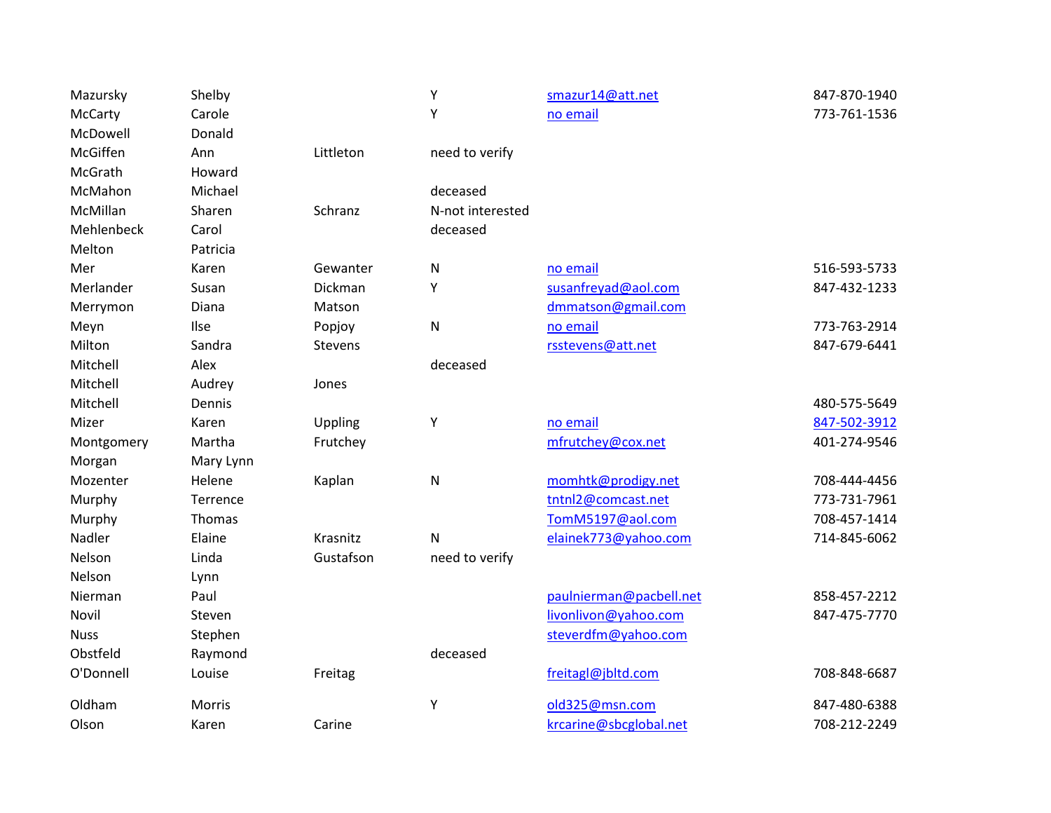| | | | | | |
|---|---|---|---|---|---|
| Mazursky | Shelby | | Y | smazur14@att.net | 847-870-1940 |
| McCarty | Carole | | Y | no email | 773-761-1536 |
| McDowell | Donald | | | | |
| McGiffen | Ann | Littleton | need to verify | | |
| McGrath | Howard | | | | |
| McMahon | Michael | | deceased | | |
| McMillan | Sharen | Schranz | N-not interested | | |
| Mehlenbeck | Carol | | deceased | | |
| Melton | Patricia | | | | |
| Mer | Karen | Gewanter | N | no email | 516-593-5733 |
| Merlander | Susan | Dickman | Y | susanfreyad@aol.com | 847-432-1233 |
| Merrymon | Diana | Matson | | dmmatson@gmail.com | |
| Meyn | Ilse | Popjoy | N | no email | 773-763-2914 |
| Milton | Sandra | Stevens | | rsstevens@att.net | 847-679-6441 |
| Mitchell | Alex | | deceased | | |
| Mitchell | Audrey | Jones | | | |
| Mitchell | Dennis | | | | 480-575-5649 |
| Mizer | Karen | Uppling | Y | no email | 847-502-3912 |
| Montgomery | Martha | Frutchey | | mfrutchey@cox.net | 401-274-9546 |
| Morgan | Mary Lynn | | | | |
| Mozenter | Helene | Kaplan | N | momhtk@prodigy.net | 708-444-4456 |
| Murphy | Terrence | | | tntnl2@comcast.net | 773-731-7961 |
| Murphy | Thomas | | | TomM5197@aol.com | 708-457-1414 |
| Nadler | Elaine | Krasnitz | N | elainek773@yahoo.com | 714-845-6062 |
| Nelson | Linda | Gustafson | need to verify | | |
| Nelson | Lynn | | | | |
| Nierman | Paul | | | paulnierman@pacbell.net | 858-457-2212 |
| Novil | Steven | | | livonlivon@yahoo.com | 847-475-7770 |
| Nuss | Stephen | | | steverdfm@yahoo.com | |
| Obstfeld | Raymond | | deceased | | |
| O'Donnell | Louise | Freitag | | freitagl@jbltd.com | 708-848-6687 |
| Oldham | Morris | | Y | old325@msn.com | 847-480-6388 |
| Olson | Karen | Carine | | krcarine@sbcglobal.net | 708-212-2249 |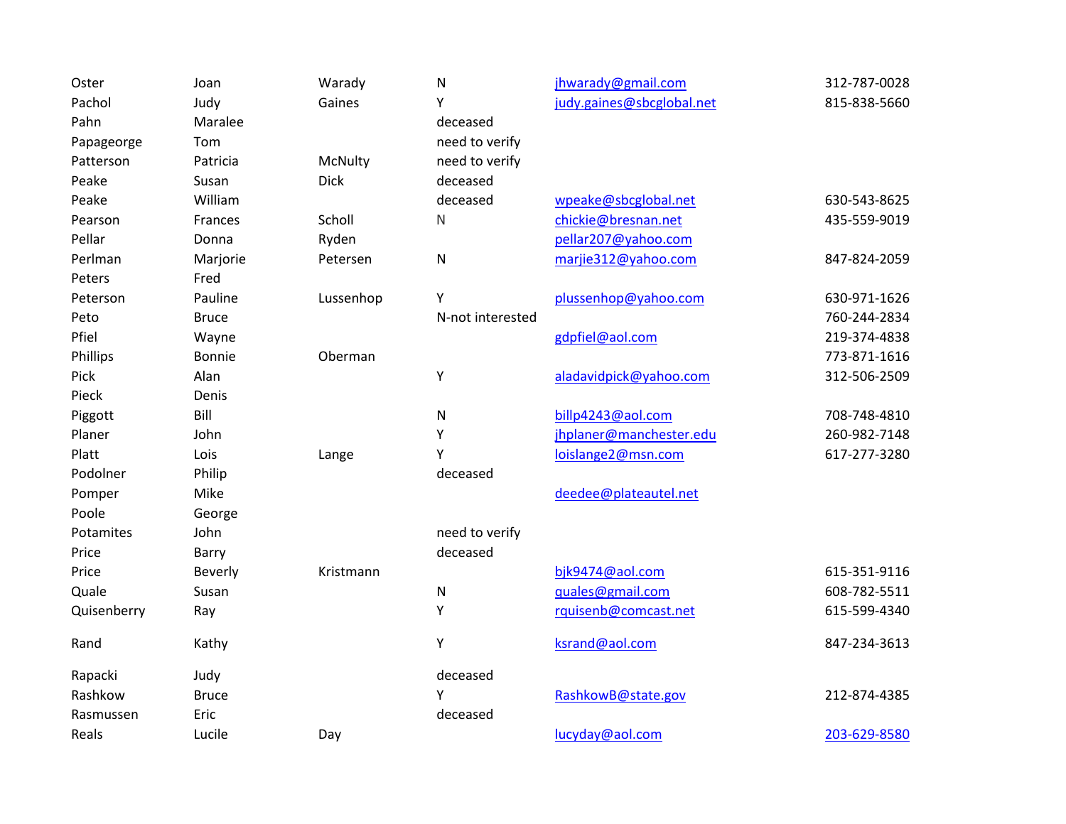| | | | | | |
|---|---|---|---|---|---|
| Oster | Joan | Warady | N | jhwarady@gmail.com | 312-787-0028 |
| Pachol | Judy | Gaines | Y | judy.gaines@sbcglobal.net | 815-838-5660 |
| Pahn | Maralee | | deceased | | |
| Papageorge | Tom | | need to verify | | |
| Patterson | Patricia | McNulty | need to verify | | |
| Peake | Susan | Dick | deceased | | |
| Peake | William | | deceased | wpeake@sbcglobal.net | 630-543-8625 |
| Pearson | Frances | Scholl | N | chickie@bresnan.net | 435-559-9019 |
| Pellar | Donna | Ryden | | pellar207@yahoo.com | |
| Perlman | Marjorie | Petersen | N | marjie312@yahoo.com | 847-824-2059 |
| Peters | Fred | | | | |
| Peterson | Pauline | Lussenhop | Y | plussenhop@yahoo.com | 630-971-1626 |
| Peto | Bruce | | N-not interested | | 760-244-2834 |
| Pfiel | Wayne | | | gdpfiel@aol.com | 219-374-4838 |
| Phillips | Bonnie | Oberman | | | 773-871-1616 |
| Pick | Alan | | Y | aladavidpick@yahoo.com | 312-506-2509 |
| Pieck | Denis | | | | |
| Piggott | Bill | | N | billp4243@aol.com | 708-748-4810 |
| Planer | John | | Y | jhplaner@manchester.edu | 260-982-7148 |
| Platt | Lois | Lange | Y | loislange2@msn.com | 617-277-3280 |
| Podolner | Philip | | deceased | | |
| Pomper | Mike | | | deedee@plateautel.net | |
| Poole | George | | | | |
| Potamites | John | | need to verify | | |
| Price | Barry | | deceased | | |
| Price | Beverly | Kristmann | | bjk9474@aol.com | 615-351-9116 |
| Quale | Susan | | N | quales@gmail.com | 608-782-5511 |
| Quisenberry | Ray | | Y | rquisenb@comcast.net | 615-599-4340 |
| Rand | Kathy | | Y | ksrand@aol.com | 847-234-3613 |
| Rapacki | Judy | | deceased | | |
| Rashkow | Bruce | | Y | RashkowB@state.gov | 212-874-4385 |
| Rasmussen | Eric | | deceased | | |
| Reals | Lucile | Day | | lucyday@aol.com | 203-629-8580 |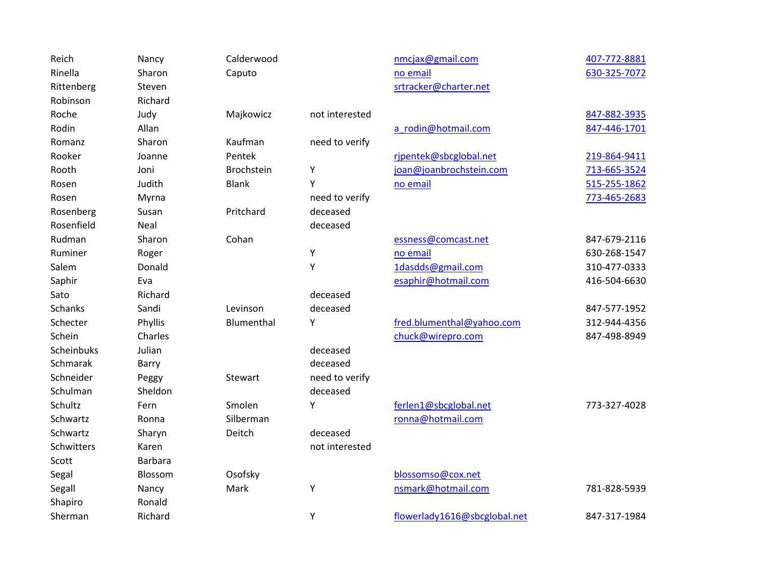| | | | | | |
|---|---|---|---|---|---|
| Reich | Nancy | Calderwood | | nmcjax@gmail.com | 407-772-8881 |
| Rinella | Sharon | Caputo | | no email | 630-325-7072 |
| Rittenberg | Steven | | | srtracker@charter.net | |
| Robinson | Richard | | | | |
| Roche | Judy | Majkowicz | not interested | | 847-882-3935 |
| Rodin | Allan | | | a_rodin@hotmail.com | 847-446-1701 |
| Romanz | Sharon | Kaufman | need to verify | | |
| Rooker | Joanne | Pentek | | rjpentek@sbcglobal.net | 219-864-9411 |
| Rooth | Joni | Brochstein | Y | joan@joanbrochstein.com | 713-665-3524 |
| Rosen | Judith | Blank | Y | no email | 515-255-1862 |
| Rosen | Myrna | | need to verify | | 773-465-2683 |
| Rosenberg | Susan | Pritchard | deceased | | |
| Rosenfield | Neal | | deceased | | |
| Rudman | Sharon | Cohan | | essness@comcast.net | 847-679-2116 |
| Ruminer | Roger | | Y | no email | 630-268-1547 |
| Salem | Donald | | Y | 1dasdds@gmail.com | 310-477-0333 |
| Saphir | Eva | | | esaphir@hotmail.com | 416-504-6630 |
| Sato | Richard | | deceased | | |
| Schanks | Sandi | Levinson | deceased | | 847-577-1952 |
| Schecter | Phyllis | Blumenthal | Y | fred.blumenthal@yahoo.com | 312-944-4356 |
| Schein | Charles | | | chuck@wirepro.com | 847-498-8949 |
| Scheinbuks | Julian | | deceased | | |
| Schmarak | Barry | | deceased | | |
| Schneider | Peggy | Stewart | need to verify | | |
| Schulman | Sheldon | | deceased | | |
| Schultz | Fern | Smolen | Y | ferlen1@sbcglobal.net | 773-327-4028 |
| Schwartz | Ronna | Silberman | | ronna@hotmail.com | |
| Schwartz | Sharyn | Deitch | deceased | | |
| Schwitters | Karen | | not interested | | |
| Scott | Barbara | | | | |
| Segal | Blossom | Osofsky | | blossomso@cox.net | |
| Segall | Nancy | Mark | Y | nsmark@hotmail.com | 781-828-5939 |
| Shapiro | Ronald | | | | |
| Sherman | Richard | | Y | flowerlady1616@sbcglobal.net | 847-317-1984 |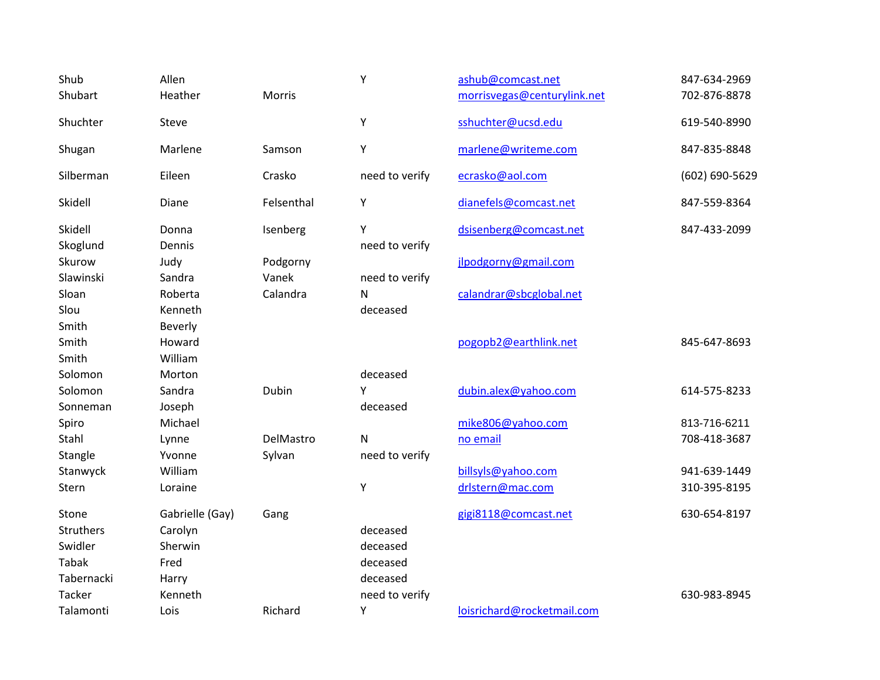| | | | | | |
|---|---|---|---|---|---|
| Shub | Allen | | Y | ashub@comcast.net | 847-634-2969 |
| Shubart | Heather | Morris | | morrisvegas@centurylink.net | 702-876-8878 |
| Shuchter | Steve | | Y | sshuchter@ucsd.edu | 619-540-8990 |
| Shugan | Marlene | Samson | Y | marlene@writeme.com | 847-835-8848 |
| Silberman | Eileen | Crasko | need to verify | ecrasko@aol.com | (602) 690-5629 |
| Skidell | Diane | Felsenthal | Y | dianefels@comcast.net | 847-559-8364 |
| Skidell | Donna | Isenberg | Y | dsisenberg@comcast.net | 847-433-2099 |
| Skoglund | Dennis | | need to verify | | |
| Skurow | Judy | Podgorny | | jlpodgorny@gmail.com | |
| Slawinski | Sandra | Vanek | need to verify | | |
| Sloan | Roberta | Calandra | N | calandrar@sbcglobal.net | |
| Slou | Kenneth | | deceased | | |
| Smith | Beverly | | | | |
| Smith | Howard | | | pogopb2@earthlink.net | 845-647-8693 |
| Smith | William | | | | |
| Solomon | Morton | | deceased | | |
| Solomon | Sandra | Dubin | Y | dubin.alex@yahoo.com | 614-575-8233 |
| Sonneman | Joseph | | deceased | | |
| Spiro | Michael | | | mike806@yahoo.com | 813-716-6211 |
| Stahl | Lynne | DelMastro | N | no email | 708-418-3687 |
| Stangle | Yvonne | Sylvan | need to verify | | |
| Stanwyck | William | | | billsyls@yahoo.com | 941-639-1449 |
| Stern | Loraine | | Y | drlstern@mac.com | 310-395-8195 |
| Stone | Gabrielle (Gay) | Gang | | gigi8118@comcast.net | 630-654-8197 |
| Struthers | Carolyn | | deceased | | |
| Swidler | Sherwin | | deceased | | |
| Tabak | Fred | | deceased | | |
| Tabernacki | Harry | | deceased | | |
| Tacker | Kenneth | | need to verify | | 630-983-8945 |
| Talamonti | Lois | Richard | Y | loisrichard@rocketmail.com | |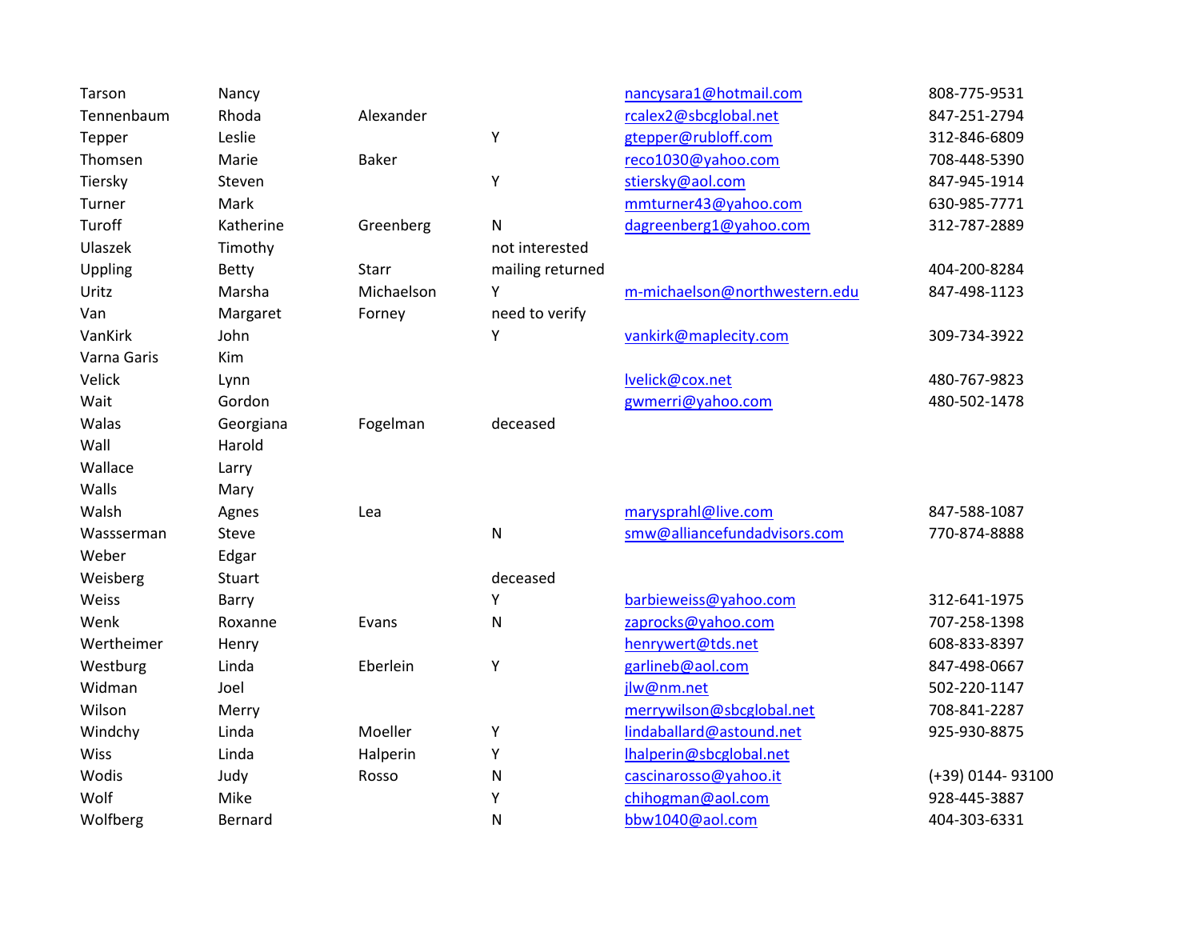| | | | | | |
|---|---|---|---|---|---|
| Tarson | Nancy | | | nancysara1@hotmail.com | 808-775-9531 |
| Tennenbaum | Rhoda | Alexander | | rcalex2@sbcglobal.net | 847-251-2794 |
| Tepper | Leslie | | Y | gtepper@rubloff.com | 312-846-6809 |
| Thomsen | Marie | Baker | | reco1030@yahoo.com | 708-448-5390 |
| Tiersky | Steven | | Y | stiersky@aol.com | 847-945-1914 |
| Turner | Mark | | | mmturner43@yahoo.com | 630-985-7771 |
| Turoff | Katherine | Greenberg | N | dagreenberg1@yahoo.com | 312-787-2889 |
| Ulaszek | Timothy | | not interested | | |
| Uppling | Betty | Starr | mailing returned | | 404-200-8284 |
| Uritz | Marsha | Michaelson | Y | m-michaelson@northwestern.edu | 847-498-1123 |
| Van | Margaret | Forney | need to verify | | |
| VanKirk | John | | Y | vankirk@maplecity.com | 309-734-3922 |
| Varna Garis | Kim | | | | |
| Velick | Lynn | | | lvelick@cox.net | 480-767-9823 |
| Wait | Gordon | | | gwmerri@yahoo.com | 480-502-1478 |
| Walas | Georgiana | Fogelman | deceased | | |
| Wall | Harold | | | | |
| Wallace | Larry | | | | |
| Walls | Mary | | | | |
| Walsh | Agnes | Lea | | marysprahl@live.com | 847-588-1087 |
| Wassserman | Steve | | N | smw@alliancefundadvisors.com | 770-874-8888 |
| Weber | Edgar | | | | |
| Weisberg | Stuart | | deceased | | |
| Weiss | Barry | | Y | barbieweiss@yahoo.com | 312-641-1975 |
| Wenk | Roxanne | Evans | N | zaprocks@yahoo.com | 707-258-1398 |
| Wertheimer | Henry | | | henrywert@tds.net | 608-833-8397 |
| Westburg | Linda | Eberlein | Y | garlineb@aol.com | 847-498-0667 |
| Widman | Joel | | | jlw@nm.net | 502-220-1147 |
| Wilson | Merry | | | merrywilson@sbcglobal.net | 708-841-2287 |
| Windchy | Linda | Moeller | Y | lindaballard@astound.net | 925-930-8875 |
| Wiss | Linda | Halperin | Y | lhalperin@sbcglobal.net | |
| Wodis | Judy | Rosso | N | cascinarosso@yahoo.it | (+39) 0144- 93100 |
| Wolf | Mike | | Y | chihogman@aol.com | 928-445-3887 |
| Wolfberg | Bernard | | N | bbw1040@aol.com | 404-303-6331 |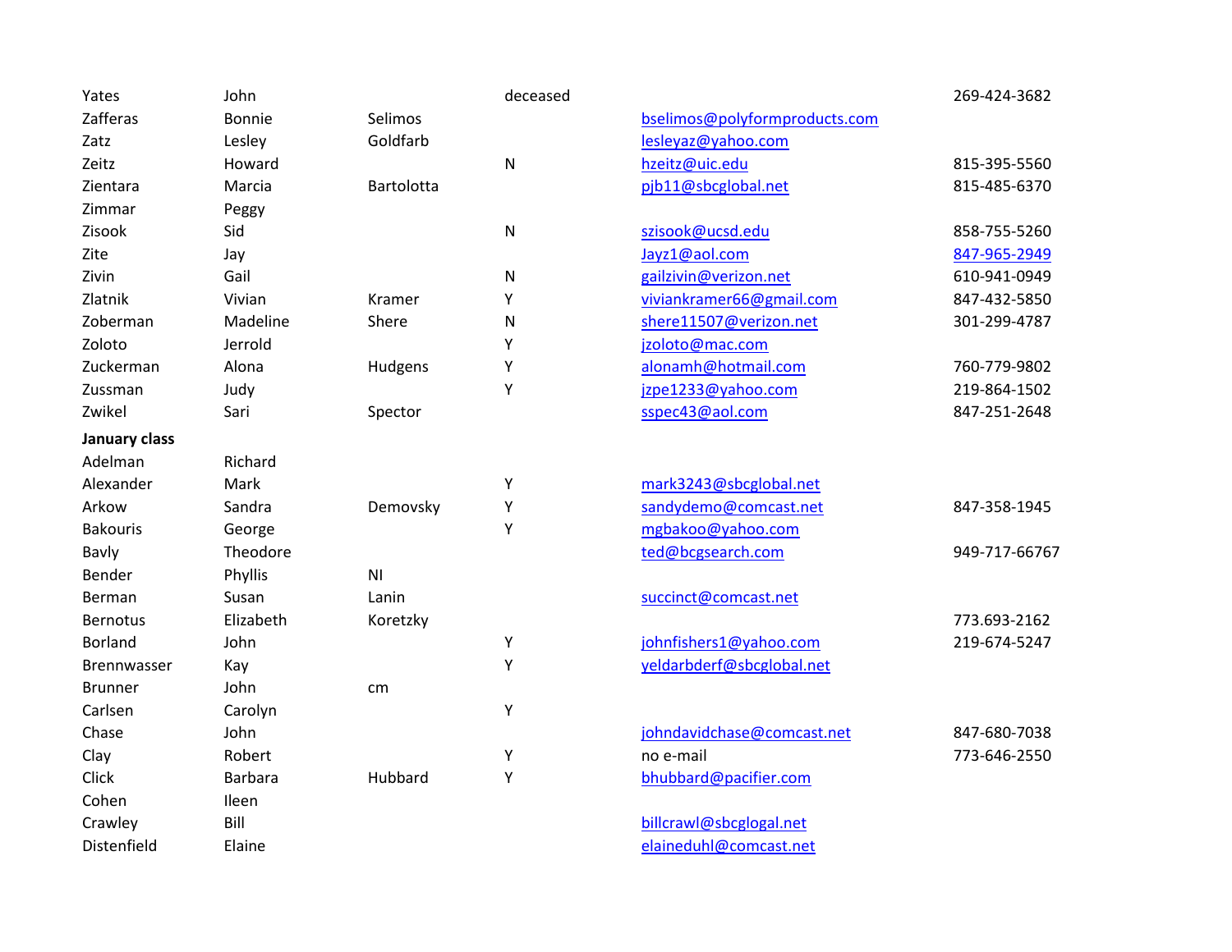| | | | | | |
|---|---|---|---|---|---|
| Yates | John | | deceased | | 269-424-3682 |
| Zafferas | Bonnie | Selimos | | bselimos@polyformproducts.com | |
| Zatz | Lesley | Goldfarb | | lesleyaz@yahoo.com | |
| Zeitz | Howard | | N | hzeitz@uic.edu | 815-395-5560 |
| Zientara | Marcia | Bartolotta | | pjb11@sbcglobal.net | 815-485-6370 |
| Zimmar | Peggy | | | | |
| Zisook | Sid | | N | szisook@ucsd.edu | 858-755-5260 |
| Zite | Jay | | | Jayz1@aol.com | 847-965-2949 |
| Zivin | Gail | | N | gailzivin@verizon.net | 610-941-0949 |
| Zlatnik | Vivian | Kramer | Y | viviankramer66@gmail.com | 847-432-5850 |
| Zoberman | Madeline | Shere | N | shere11507@verizon.net | 301-299-4787 |
| Zoloto | Jerrold | | Y | jzoloto@mac.com | |
| Zuckerman | Alona | Hudgens | Y | alonamh@hotmail.com | 760-779-9802 |
| Zussman | Judy | | Y | jzpe1233@yahoo.com | 219-864-1502 |
| Zwikel | Sari | Spector | | sspec43@aol.com | 847-251-2648 |
| **January class** | | | | | |
| Adelman | Richard | | | | |
| Alexander | Mark | | Y | mark3243@sbcglobal.net | |
| Arkow | Sandra | Demovsky | Y | sandydemo@comcast.net | 847-358-1945 |
| Bakouris | George | | Y | mgbakoo@yahoo.com | |
| Bavly | Theodore | | | ted@bcgsearch.com | 949-717-66767 |
| Bender | Phyllis | NI | | | |
| Berman | Susan | Lanin | | succinct@comcast.net | |
| Bernotus | Elizabeth | Koretzky | | | 773.693-2162 |
| Borland | John | | Y | johnfishers1@yahoo.com | 219-674-5247 |
| Brennwasser | Kay | | Y | yeldarbderf@sbcglobal.net | |
| Brunner | John | cm | | | |
| Carlsen | Carolyn | | Y | | |
| Chase | John | | | johndavidchase@comcast.net | 847-680-7038 |
| Clay | Robert | | Y | no e-mail | 773-646-2550 |
| Click | Barbara | Hubbard | Y | bhubbard@pacifier.com | |
| Cohen | Ileen | | | | |
| Crawley | Bill | | | billcrawl@sbcglogal.net | |
| Distenfield | Elaine | | | elaineduhl@comcast.net | |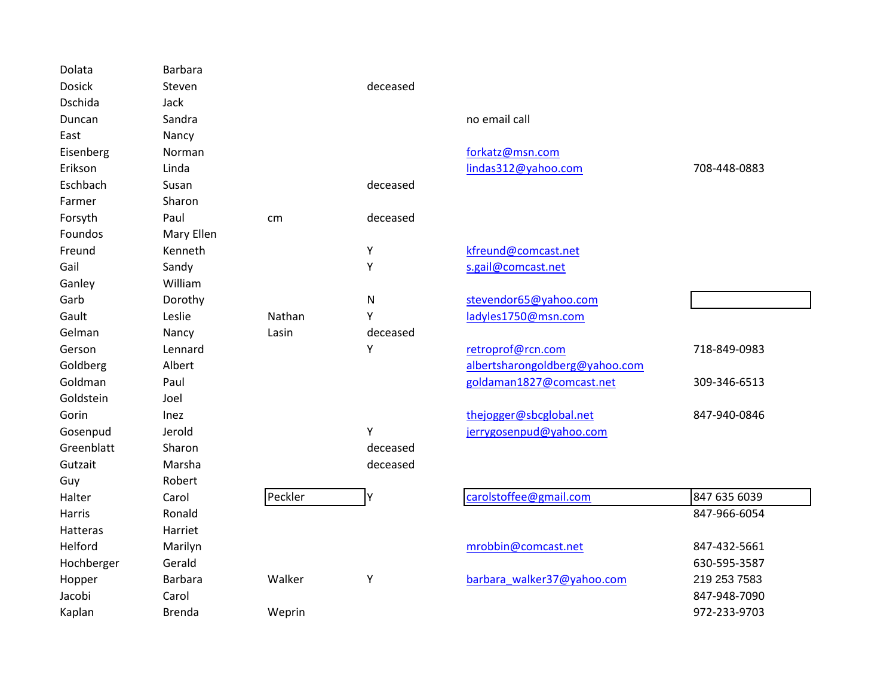| | | | | | |
|---|---|---|---|---|---|
| Dolata | Barbara | | | | |
| Dosick | Steven | | deceased | | |
| Dschida | Jack | | | | |
| Duncan | Sandra | | | no email call | |
| East | Nancy | | | | |
| Eisenberg | Norman | | | forkatz@msn.com | |
| Erikson | Linda | | | lindas312@yahoo.com | 708-448-0883 |
| Eschbach | Susan | | deceased | | |
| Farmer | Sharon | | | | |
| Forsyth | Paul | cm | deceased | | |
| Foundos | Mary Ellen | | | | |
| Freund | Kenneth | | Y | kfreund@comcast.net | |
| Gail | Sandy | | Y | s.gail@comcast.net | |
| Ganley | William | | | | |
| Garb | Dorothy | | N | stevendor65@yahoo.com | |
| Gault | Leslie | Nathan | Y | ladyles1750@msn.com | |
| Gelman | Nancy | Lasin | deceased | | |
| Gerson | Lennard | | Y | retroprof@rcn.com | 718-849-0983 |
| Goldberg | Albert | | | albertsharongoldberg@yahoo.com | |
| Goldman | Paul | | | goldaman1827@comcast.net | 309-346-6513 |
| Goldstein | Joel | | | | |
| Gorin | Inez | | | thejogger@sbcglobal.net | 847-940-0846 |
| Gosenpud | Jerold | | Y | jerrygosenpud@yahoo.com | |
| Greenblatt | Sharon | | deceased | | |
| Gutzait | Marsha | | deceased | | |
| Guy | Robert | | | | |
| Halter | Carol | Peckler | Y | carolstoffee@gmail.com | 847 635 6039 |
| Harris | Ronald | | | | 847-966-6054 |
| Hatteras | Harriet | | | | |
| Helford | Marilyn | | | mrobbin@comcast.net | 847-432-5661 |
| Hochberger | Gerald | | | | 630-595-3587 |
| Hopper | Barbara | Walker | Y | barbara_walker37@yahoo.com | 219 253 7583 |
| Jacobi | Carol | | | | 847-948-7090 |
| Kaplan | Brenda | Weprin | | | 972-233-9703 |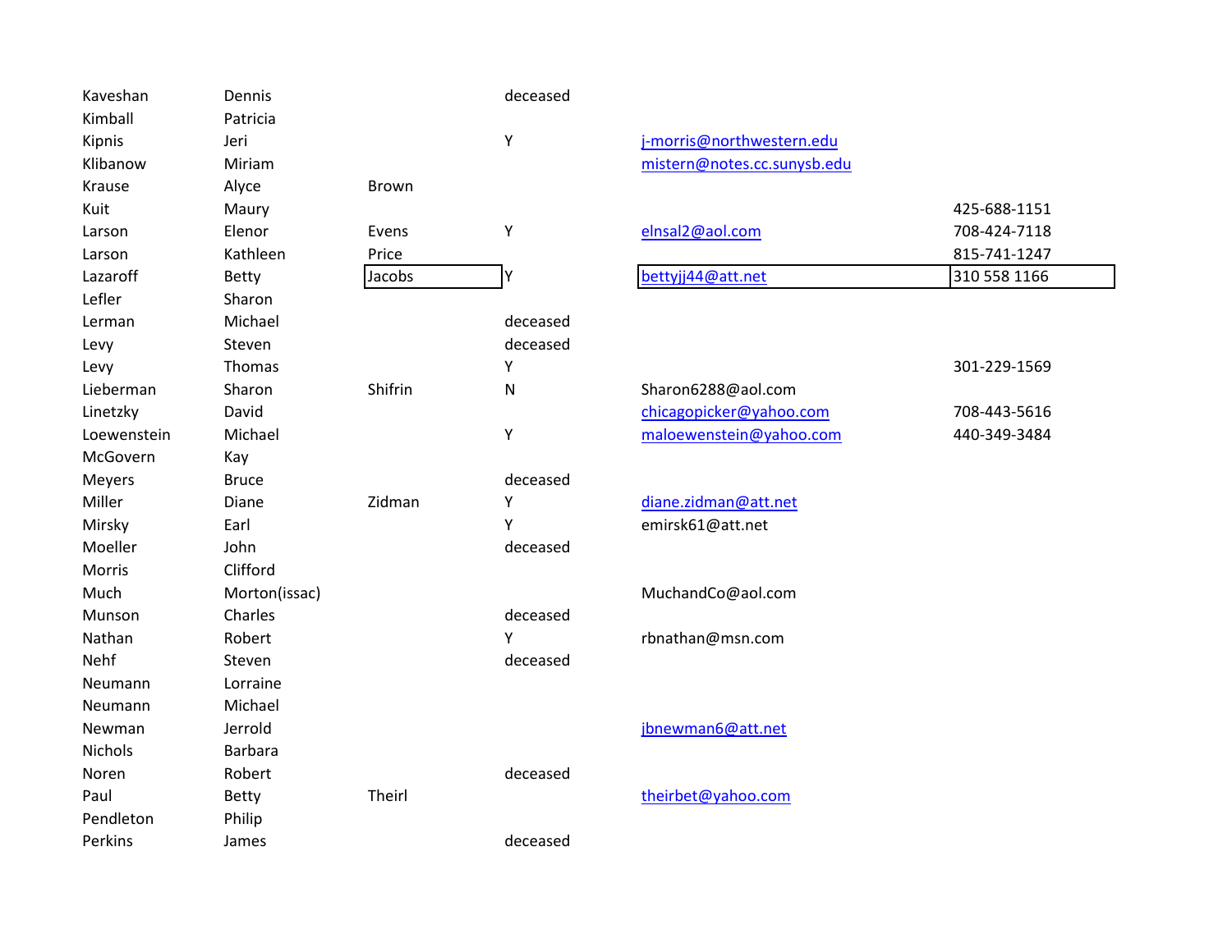| | | | | | |
|---|---|---|---|---|---|
| Kaveshan | Dennis | | deceased | | |
| Kimball | Patricia | | | | |
| Kipnis | Jeri | | Y | j-morris@northwestern.edu | |
| Klibanow | Miriam | | | mistern@notes.cc.sunysb.edu | |
| Krause | Alyce | Brown | | | |
| Kuit | Maury | | | | 425-688-1151 |
| Larson | Elenor | Evens | Y | elnsal2@aol.com | 708-424-7118 |
| Larson | Kathleen | Price | | | 815-741-1247 |
| Lazaroff | Betty | Jacobs | Y | bettyjj44@att.net | 310 558 1166 |
| Lefler | Sharon | | | | |
| Lerman | Michael | | deceased | | |
| Levy | Steven | | deceased | | |
| Levy | Thomas | | Y | | 301-229-1569 |
| Lieberman | Sharon | Shifrin | N | Sharon6288@aol.com | |
| Linetzky | David | | | chicagopicker@yahoo.com | 708-443-5616 |
| Loewenstein | Michael | | Y | maloewenstein@yahoo.com | 440-349-3484 |
| McGovern | Kay | | | | |
| Meyers | Bruce | | deceased | | |
| Miller | Diane | Zidman | Y | diane.zidman@att.net | |
| Mirsky | Earl | | Y | emirsk61@att.net | |
| Moeller | John | | deceased | | |
| Morris | Clifford | | | | |
| Much | Morton(issac) | | | MuchandCo@aol.com | |
| Munson | Charles | | deceased | | |
| Nathan | Robert | | Y | rbnathan@msn.com | |
| Nehf | Steven | | deceased | | |
| Neumann | Lorraine | | | | |
| Neumann | Michael | | | | |
| Newman | Jerrold | | | jbnewman6@att.net | |
| Nichols | Barbara | | | | |
| Noren | Robert | | deceased | | |
| Paul | Betty | Theirl | | theirbet@yahoo.com | |
| Pendleton | Philip | | | | |
| Perkins | James | | deceased | | |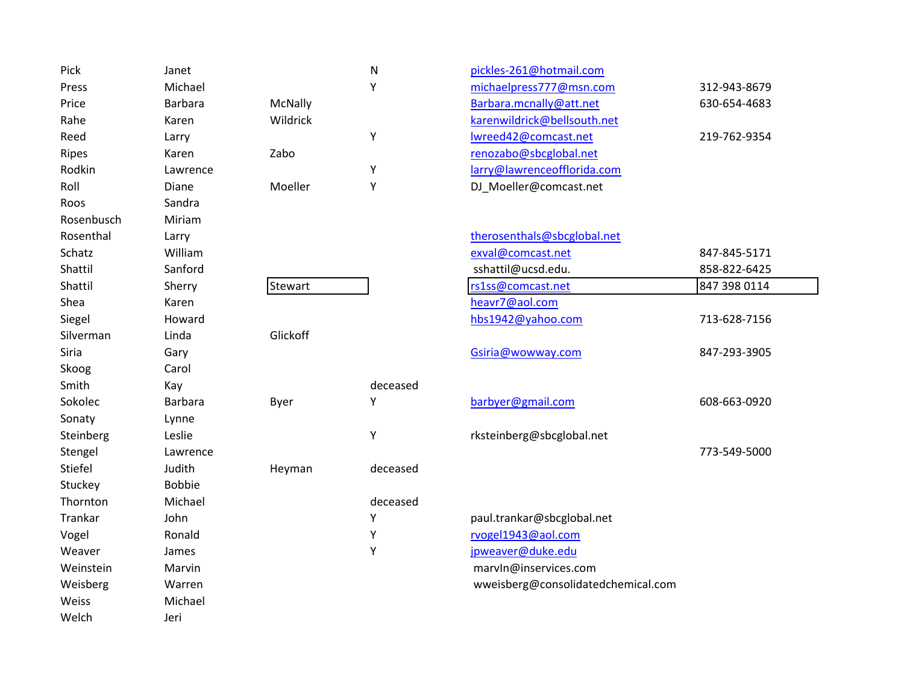| | | | | | |
|---|---|---|---|---|---|
| Pick | Janet | | N | pickles-261@hotmail.com | |
| Press | Michael | | Y | michaelpress777@msn.com | 312-943-8679 |
| Price | Barbara | McNally | | Barbara.mcnally@att.net | 630-654-4683 |
| Rahe | Karen | Wildrick | | karenwildrick@bellsouth.net | |
| Reed | Larry | | Y | lwreed42@comcast.net | 219-762-9354 |
| Ripes | Karen | Zabo | | renozabo@sbcglobal.net | |
| Rodkin | Lawrence | | Y | larry@lawrenceofflorida.com | |
| Roll | Diane | Moeller | Y | DJ_Moeller@comcast.net | |
| Roos | Sandra | | | | |
| Rosenbusch | Miriam | | | | |
| Rosenthal | Larry | | | therosenthals@sbcglobal.net | |
| Schatz | William | | | exval@comcast.net | 847-845-5171 |
| Shattil | Sanford | | | sshattil@ucsd.edu. | 858-822-6425 |
| Shattil | Sherry | Stewart | | rs1ss@comcast.net | 847 398 0114 |
| Shea | Karen | | | heavr7@aol.com | |
| Siegel | Howard | | | hbs1942@yahoo.com | 713-628-7156 |
| Silverman | Linda | Glickoff | | | |
| Siria | Gary | | | Gsiria@wowway.com | 847-293-3905 |
| Skoog | Carol | | | | |
| Smith | Kay | | deceased | | |
| Sokolec | Barbara | Byer | Y | barbyer@gmail.com | 608-663-0920 |
| Sonaty | Lynne | | | | |
| Steinberg | Leslie | | Y | rksteinberg@sbcglobal.net | |
| Stengel | Lawrence | | | | 773-549-5000 |
| Stiefel | Judith | Heyman | deceased | | |
| Stuckey | Bobbie | | | | |
| Thornton | Michael | | deceased | | |
| Trankar | John | | Y | paul.trankar@sbcglobal.net | |
| Vogel | Ronald | | Y | rvogel1943@aol.com | |
| Weaver | James | | Y | jpweaver@duke.edu | |
| Weinstein | Marvin | | | marvIn@inservices.com | |
| Weisberg | Warren | | | wweisberg@consolidatedchemical.com | |
| Weiss | Michael | | | | |
| Welch | Jeri | | | | |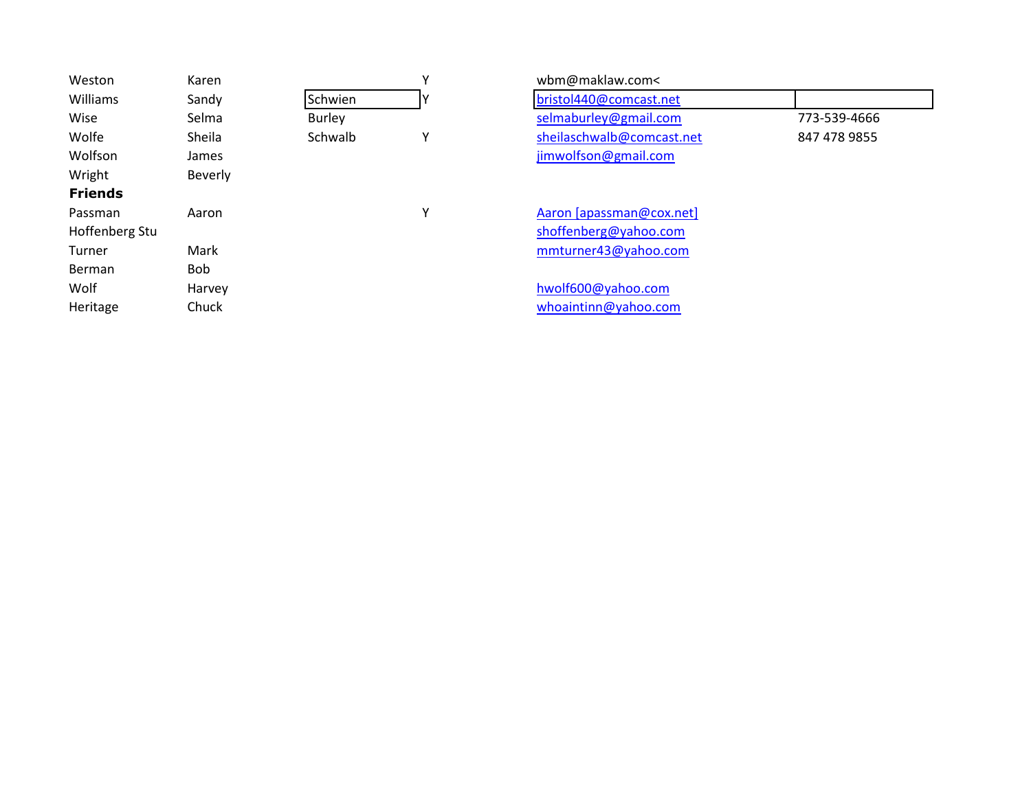| | | | | | |
|---|---|---|---|---|---|
| Weston | Karen | | Y | wbm@maklaw.com< | |
| Williams | Sandy | Schwien | Y | bristol440@comcast.net | |
| Wise | Selma | Burley | | selmaburley@gmail.com | 773-539-4666 |
| Wolfe | Sheila | Schwalb | Y | sheilaschwalb@comcast.net | 847 478 9855 |
| Wolfson | James | | | jimwolfson@gmail.com | |
| Wright | Beverly | | | | |
| **Friends** | | | | | |
| Passman | Aaron | | Y | Aaron [apassman@cox.net] | |
| Hoffenberg Stu | | | | shoffenberg@yahoo.com | |
| Turner | Mark | | | mmturner43@yahoo.com | |
| Berman | Bob | | | | |
| Wolf | Harvey | | | hwolf600@yahoo.com | |
| Heritage | Chuck | | | whoaintinn@yahoo.com | |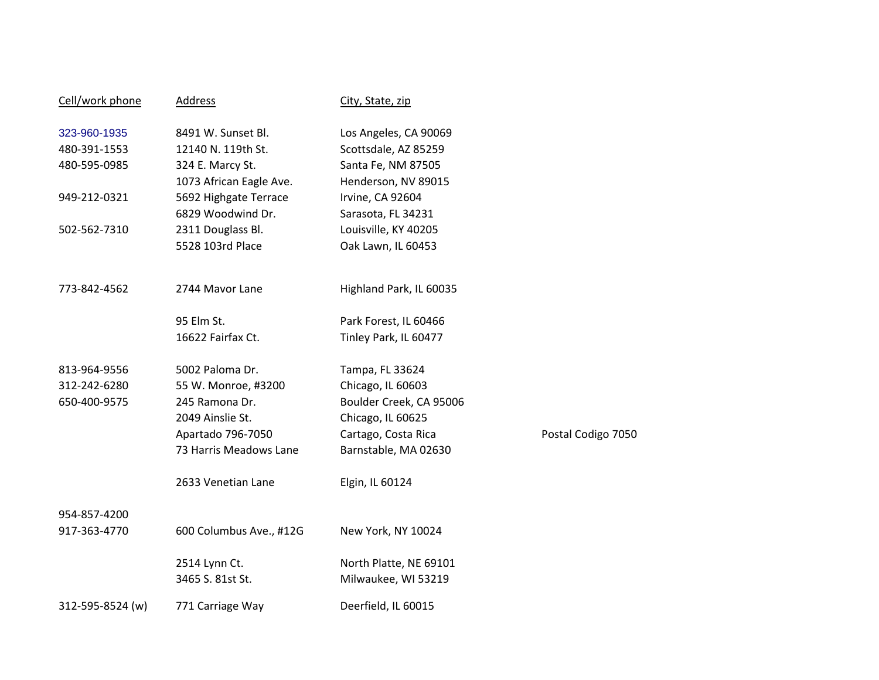| Cell/work phone | Address | City, State, zip | |
|---|---|---|---|
| 323-960-1935 | 8491 W. Sunset Bl. | Los Angeles, CA 90069 | |
| 480-391-1553 | 12140 N. 119th St. | Scottsdale, AZ 85259 | |
| 480-595-0985 | 324 E. Marcy St. | Santa Fe, NM 87505 | |
| | 1073 African Eagle Ave. | Henderson, NV 89015 | |
| 949-212-0321 | 5692 Highgate Terrace | Irvine, CA 92604 | |
| | 6829 Woodwind Dr. | Sarasota, FL 34231 | |
| 502-562-7310 | 2311 Douglass Bl. | Louisville, KY 40205 | |
| | 5528 103rd Place | Oak Lawn, IL 60453 | |
| | | | |
| 773-842-4562 | 2744 Mavor Lane | Highland Park, IL 60035 | |
| | | | |
| | 95 Elm St. | Park Forest, IL 60466 | |
| | 16622 Fairfax Ct. | Tinley Park, IL 60477 | |
| | | | |
| 813-964-9556 | 5002 Paloma Dr. | Tampa, FL 33624 | |
| 312-242-6280 | 55 W. Monroe, #3200 | Chicago, IL 60603 | |
| 650-400-9575 | 245 Ramona Dr. | Boulder Creek, CA 95006 | |
| | 2049 Ainslie St. | Chicago, IL 60625 | |
| | Apartado 796-7050 | Cartago, Costa Rica | Postal Codigo 7050 |
| | 73 Harris Meadows Lane | Barnstable, MA 02630 | |
| | | | |
| | 2633 Venetian Lane | Elgin, IL 60124 | |
| | | | |
| 954-857-4200 | | | |
| 917-363-4770 | 600 Columbus Ave., #12G | New York, NY 10024 | |
| | | | |
| | 2514 Lynn Ct. | North Platte, NE 69101 | |
| | 3465 S. 81st St. | Milwaukee, WI 53219 | |
| | | | |
| 312-595-8524 (w) | 771 Carriage Way | Deerfield, IL 60015 | |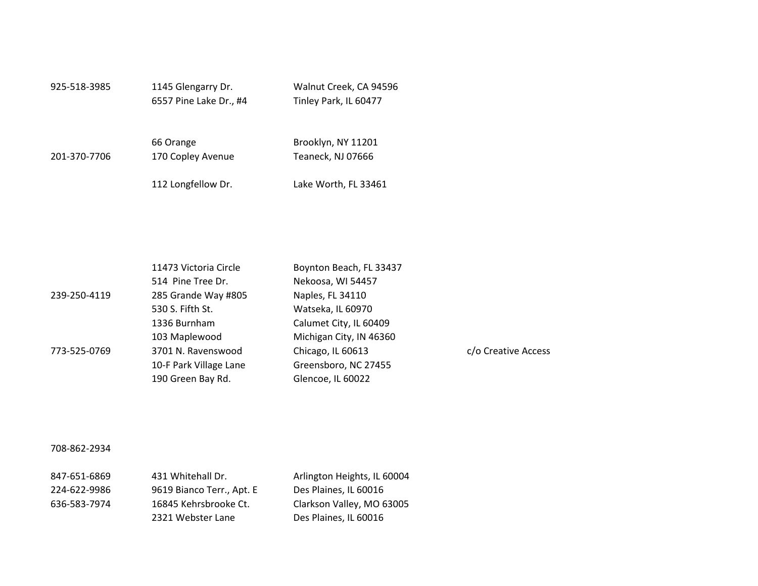| | | | |
|---|---|---|---|
| 925-518-3985 | 1145 Glengarry Dr. | Walnut Creek, CA 94596 | |
| | 6557 Pine Lake Dr., #4 | Tinley Park, IL 60477 | |
| | | | |
| | 66 Orange | Brooklyn, NY 11201 | |
| 201-370-7706 | 170 Copley Avenue | Teaneck, NJ 07666 | |
| | | | |
| | 112 Longfellow Dr. | Lake Worth, FL 33461 | |
| | | | |
| | 11473 Victoria Circle | Boynton Beach, FL 33437 | |
| | 514 Pine Tree Dr. | Nekoosa, WI 54457 | |
| 239-250-4119 | 285 Grande Way #805 | Naples, FL 34110 | |
| | 530 S. Fifth St. | Watseka, IL 60970 | |
| | 1336 Burnham | Calumet City, IL 60409 | |
| | 103 Maplewood | Michigan City, IN 46360 | |
| 773-525-0769 | 3701 N. Ravenswood | Chicago, IL 60613 | c/o Creative Access |
| | 10-F Park Village Lane | Greensboro, NC 27455 | |
| | 190 Green Bay Rd. | Glencoe, IL 60022 | |
| | | | |
| 708-862-2934 | | | |
| | | | |
| 847-651-6869 | 431 Whitehall Dr. | Arlington Heights, IL 60004 | |
| 224-622-9986 | 9619 Bianco Terr., Apt. E | Des Plaines, IL 60016 | |
| 636-583-7974 | 16845 Kehrsbrooke Ct. | Clarkson Valley, MO 63005 | |
| | 2321 Webster Lane | Des Plaines, IL 60016 | |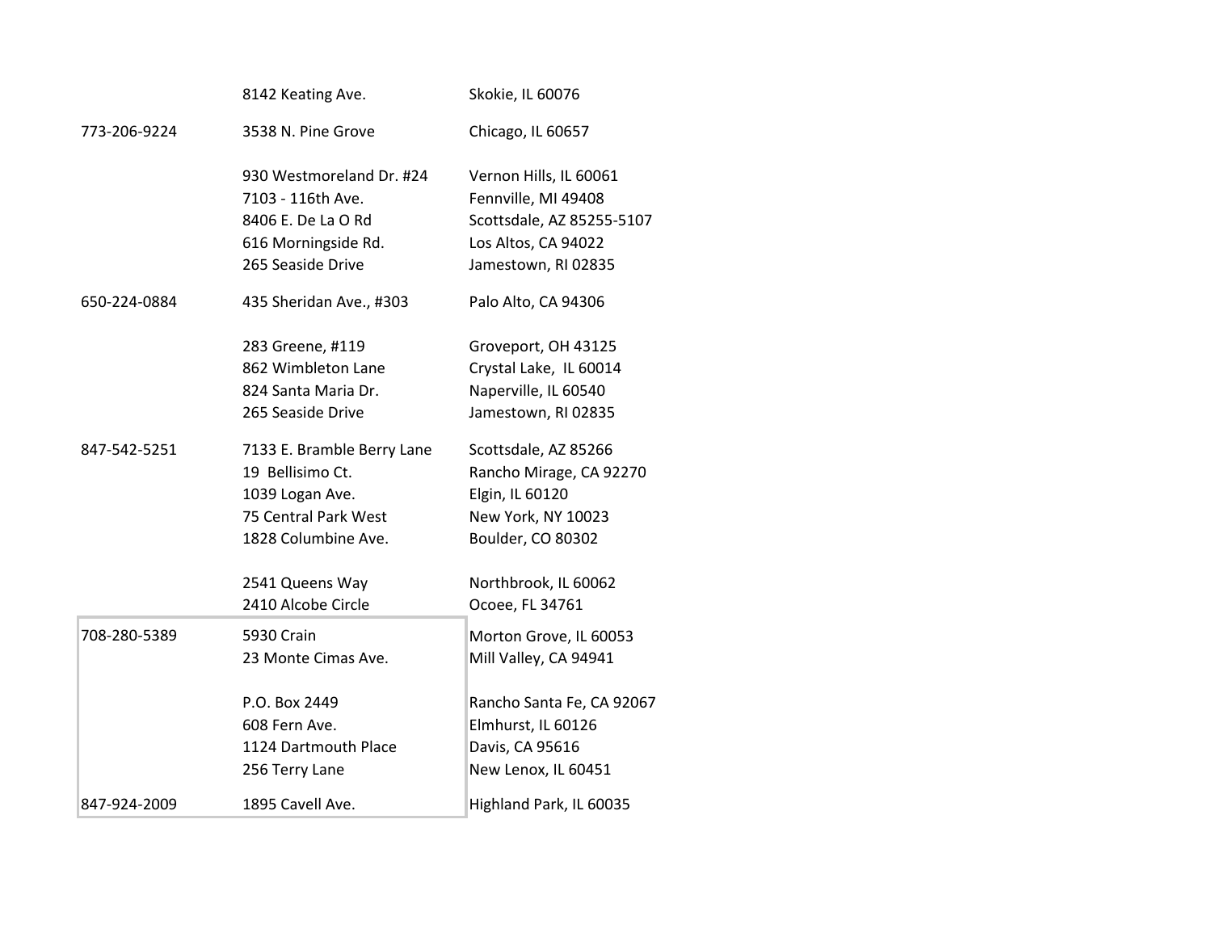| | | |
|---|---|---|
| | 8142 Keating Ave. | Skokie, IL 60076 |
| 773-206-9224 | 3538 N. Pine Grove | Chicago, IL 60657 |
| | 930 Westmoreland Dr. #24 | Vernon Hills, IL 60061 |
| | 7103 - 116th Ave. | Fennville, MI 49408 |
| | 8406 E. De La O Rd | Scottsdale, AZ 85255-5107 |
| | 616 Morningside Rd. | Los Altos, CA 94022 |
| | 265 Seaside Drive | Jamestown, RI 02835 |
| 650-224-0884 | 435 Sheridan Ave., #303 | Palo Alto, CA 94306 |
| | 283 Greene, #119 | Groveport, OH 43125 |
| | 862 Wimbleton Lane | Crystal Lake, IL 60014 |
| | 824 Santa Maria Dr. | Naperville, IL 60540 |
| | 265 Seaside Drive | Jamestown, RI 02835 |
| 847-542-5251 | 7133 E. Bramble Berry Lane | Scottsdale, AZ 85266 |
| | 19 Bellisimo Ct. | Rancho Mirage, CA 92270 |
| | 1039 Logan Ave. | Elgin, IL 60120 |
| | 75 Central Park West | New York, NY 10023 |
| | 1828 Columbine Ave. | Boulder, CO 80302 |
| | 2541 Queens Way | Northbrook, IL 60062 |
| | 2410 Alcobe Circle | Ocoee, FL 34761 |
| 708-280-5389 | 5930 Crain | Morton Grove, IL 60053 |
| | 23 Monte Cimas Ave. | Mill Valley, CA 94941 |
| | P.O. Box 2449 | Rancho Santa Fe, CA 92067 |
| | 608 Fern Ave. | Elmhurst, IL 60126 |
| | 1124 Dartmouth Place | Davis, CA 95616 |
| | 256 Terry Lane | New Lenox, IL 60451 |
| 847-924-2009 | 1895 Cavell Ave. | Highland Park, IL 60035 |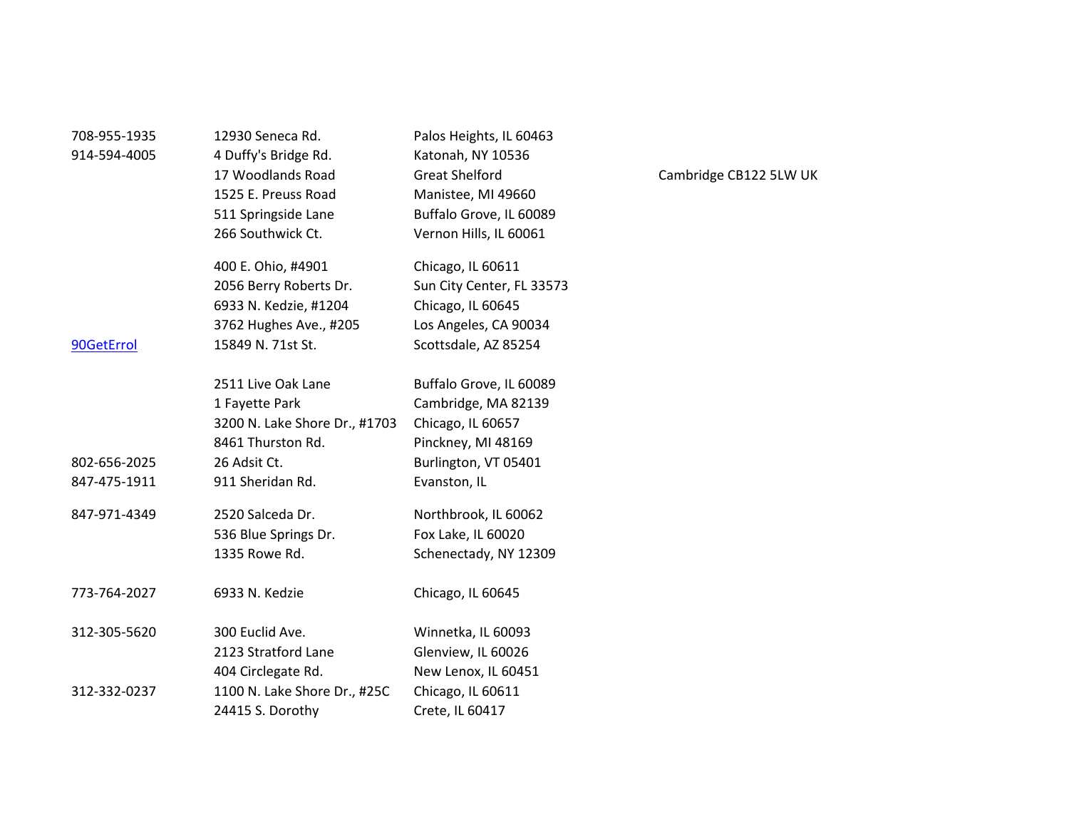| | | | |
|---|---|---|---|
| 708-955-1935 | 12930 Seneca Rd. | Palos Heights, IL 60463 | |
| 914-594-4005 | 4 Duffy's Bridge Rd. | Katonah, NY 10536 | |
| | 17 Woodlands Road | Great Shelford | Cambridge CB122 5LW UK |
| | 1525 E. Preuss Road | Manistee, MI 49660 | |
| | 511 Springside Lane | Buffalo Grove, IL 60089 | |
| | 266 Southwick Ct. | Vernon Hills, IL 60061 | |
| | 400 E. Ohio, #4901 | Chicago, IL 60611 | |
| | 2056 Berry Roberts Dr. | Sun City Center, FL 33573 | |
| | 6933 N. Kedzie, #1204 | Chicago, IL 60645 | |
| | 3762 Hughes Ave., #205 | Los Angeles, CA 90034 | |
| 90GetErrol | 15849 N. 71st St. | Scottsdale, AZ 85254 | |
| | 2511 Live Oak Lane | Buffalo Grove, IL 60089 | |
| | 1 Fayette Park | Cambridge, MA 82139 | |
| | 3200 N. Lake Shore Dr., #1703 | Chicago, IL 60657 | |
| | 8461 Thurston Rd. | Pinckney, MI 48169 | |
| 802-656-2025 | 26 Adsit Ct. | Burlington, VT 05401 | |
| 847-475-1911 | 911 Sheridan Rd. | Evanston, IL | |
| 847-971-4349 | 2520 Salceda Dr. | Northbrook, IL 60062 | |
| | 536 Blue Springs Dr. | Fox Lake, IL 60020 | |
| | 1335 Rowe Rd. | Schenectady, NY 12309 | |
| 773-764-2027 | 6933 N. Kedzie | Chicago, IL 60645 | |
| 312-305-5620 | 300 Euclid Ave. | Winnetka, IL 60093 | |
| | 2123 Stratford Lane | Glenview, IL 60026 | |
| | 404 Circlegate Rd. | New Lenox, IL 60451 | |
| 312-332-0237 | 1100 N. Lake Shore Dr., #25C | Chicago, IL 60611 | |
| | 24415 S. Dorothy | Crete, IL 60417 | |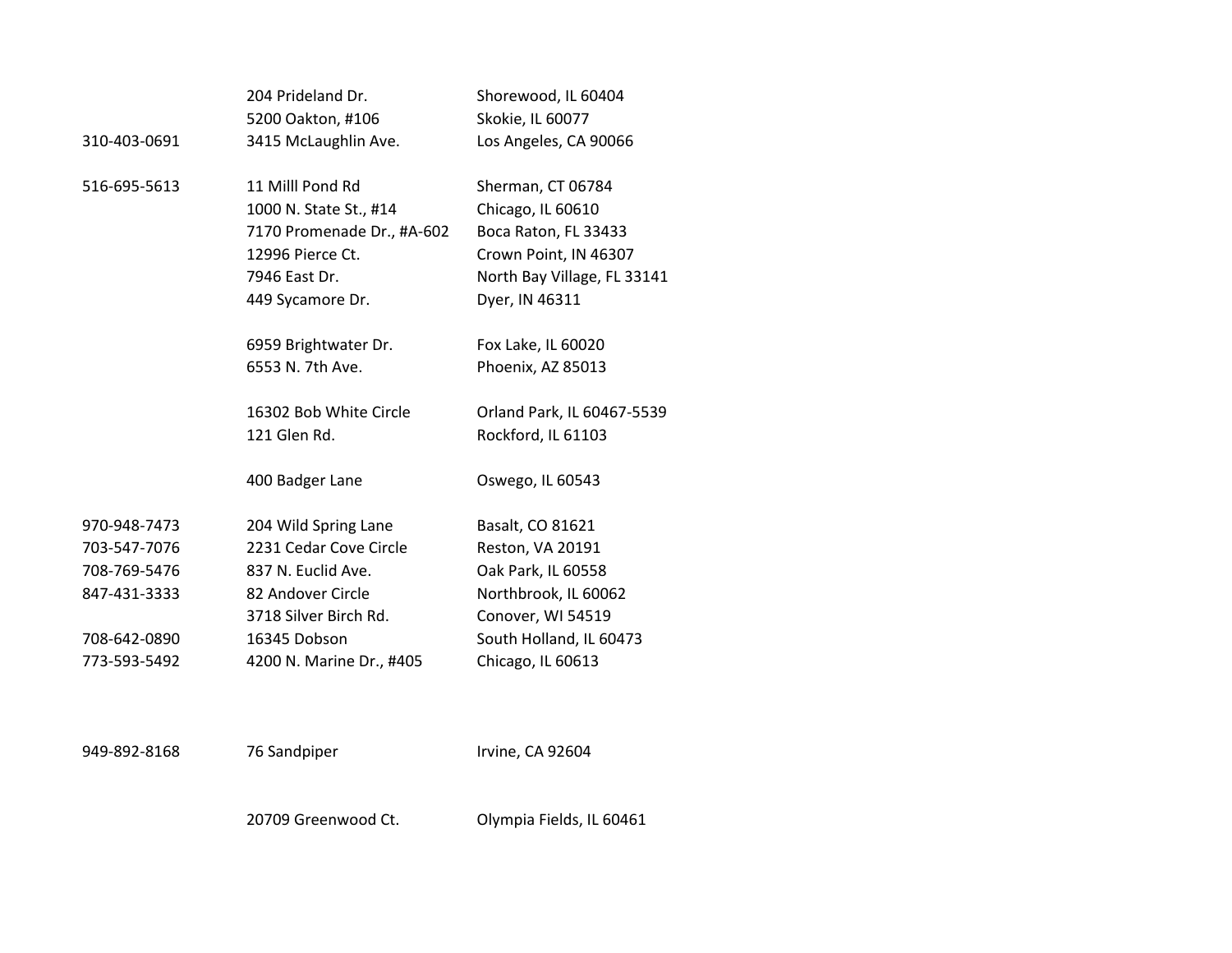| | | |
|---|---|---|
| | 204 Prideland Dr. | Shorewood, IL 60404 |
| | 5200 Oakton, #106 | Skokie, IL 60077 |
| 310-403-0691 | 3415 McLaughlin Ave. | Los Angeles, CA 90066 |
| | | |
| 516-695-5613 | 11 Milll Pond Rd | Sherman, CT 06784 |
| | 1000 N. State St., #14 | Chicago, IL 60610 |
| | 7170 Promenade Dr., #A-602 | Boca Raton, FL 33433 |
| | 12996 Pierce Ct. | Crown Point, IN 46307 |
| | 7946 East Dr. | North Bay Village, FL 33141 |
| | 449 Sycamore Dr. | Dyer, IN 46311 |
| | | |
| | 6959 Brightwater Dr. | Fox Lake, IL 60020 |
| | 6553 N. 7th Ave. | Phoenix, AZ 85013 |
| | | |
| | 16302 Bob White Circle | Orland Park, IL 60467-5539 |
| | 121 Glen Rd. | Rockford, IL 61103 |
| | | |
| | 400 Badger Lane | Oswego, IL 60543 |
| | | |
| 970-948-7473 | 204 Wild Spring Lane | Basalt, CO 81621 |
| 703-547-7076 | 2231 Cedar Cove Circle | Reston, VA 20191 |
| 708-769-5476 | 837 N. Euclid Ave. | Oak Park, IL 60558 |
| 847-431-3333 | 82 Andover Circle | Northbrook, IL 60062 |
| | 3718 Silver Birch Rd. | Conover, WI 54519 |
| 708-642-0890 | 16345 Dobson | South Holland, IL 60473 |
| 773-593-5492 | 4200 N. Marine Dr., #405 | Chicago, IL 60613 |
| | | |
| 949-892-8168 | 76 Sandpiper | Irvine, CA 92604 |
| | | |
| | 20709 Greenwood Ct. | Olympia Fields, IL 60461 |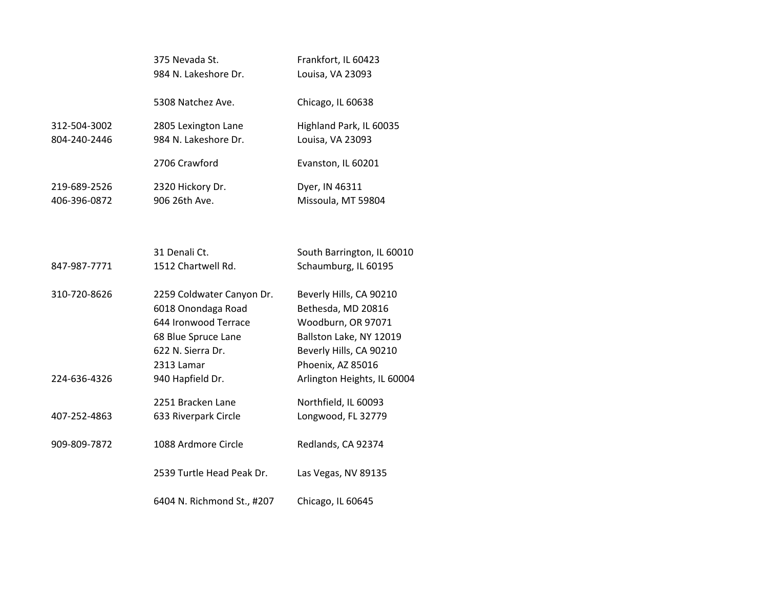| | | |
|---|---|---|
| | 375 Nevada St. | Frankfort, IL 60423 |
| | 984 N. Lakeshore Dr. | Louisa, VA 23093 |
| | 5308 Natchez Ave. | Chicago, IL 60638 |
| 312-504-3002 | 2805 Lexington Lane | Highland Park, IL 60035 |
| 804-240-2446 | 984 N. Lakeshore Dr. | Louisa, VA 23093 |
| | 2706 Crawford | Evanston, IL 60201 |
| 219-689-2526 | 2320 Hickory Dr. | Dyer, IN 46311 |
| 406-396-0872 | 906 26th Ave. | Missoula, MT 59804 |
| | 31 Denali Ct. | South Barrington, IL 60010 |
| 847-987-7771 | 1512 Chartwell Rd. | Schaumburg, IL 60195 |
| 310-720-8626 | 2259 Coldwater Canyon Dr. | Beverly Hills, CA 90210 |
| | 6018 Onondaga Road | Bethesda, MD 20816 |
| | 644 Ironwood Terrace | Woodburn, OR 97071 |
| | 68 Blue Spruce Lane | Ballston Lake, NY 12019 |
| | 622 N. Sierra Dr. | Beverly Hills, CA 90210 |
| | 2313 Lamar | Phoenix, AZ 85016 |
| 224-636-4326 | 940 Hapfield Dr. | Arlington Heights, IL 60004 |
| | 2251 Bracken Lane | Northfield, IL 60093 |
| 407-252-4863 | 633 Riverpark Circle | Longwood, FL 32779 |
| 909-809-7872 | 1088 Ardmore Circle | Redlands, CA 92374 |
| | 2539 Turtle Head Peak Dr. | Las Vegas, NV 89135 |
| | 6404 N. Richmond St., #207 | Chicago, IL 60645 |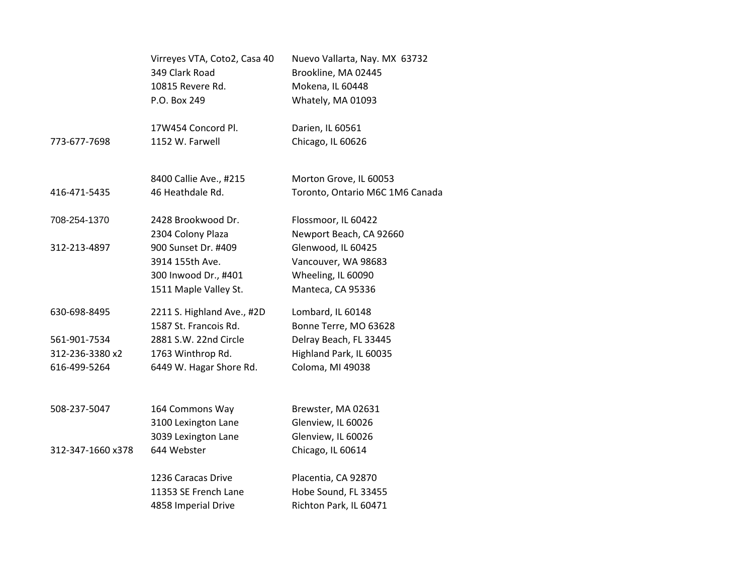| | | |
|---|---|---|
| | Virreyes VTA, Coto2, Casa 40 | Nuevo Vallarta, Nay. MX 63732 |
| | 349 Clark Road | Brookline, MA 02445 |
| | 10815 Revere Rd. | Mokena, IL 60448 |
| | P.O. Box 249 | Whately, MA 01093 |
| | | |
| | 17W454 Concord Pl. | Darien, IL 60561 |
| 773-677-7698 | 1152 W. Farwell | Chicago, IL 60626 |
| | | |
| | 8400 Callie Ave., #215 | Morton Grove, IL 60053 |
| 416-471-5435 | 46 Heathdale Rd. | Toronto, Ontario M6C 1M6 Canada |
| | | |
| 708-254-1370 | 2428 Brookwood Dr. | Flossmoor, IL 60422 |
| | 2304 Colony Plaza | Newport Beach, CA 92660 |
| 312-213-4897 | 900 Sunset Dr. #409 | Glenwood, IL 60425 |
| | 3914 155th Ave. | Vancouver, WA 98683 |
| | 300 Inwood Dr., #401 | Wheeling, IL 60090 |
| | 1511 Maple Valley St. | Manteca, CA 95336 |
| | | |
| 630-698-8495 | 2211 S. Highland Ave., #2D | Lombard, IL 60148 |
| | 1587 St. Francois Rd. | Bonne Terre, MO 63628 |
| 561-901-7534 | 2881 S.W. 22nd Circle | Delray Beach, FL 33445 |
| 312-236-3380 x2 | 1763 Winthrop Rd. | Highland Park, IL 60035 |
| 616-499-5264 | 6449 W. Hagar Shore Rd. | Coloma, MI 49038 |
| | | |
| 508-237-5047 | 164 Commons Way | Brewster, MA 02631 |
| | 3100 Lexington Lane | Glenview, IL 60026 |
| | 3039 Lexington Lane | Glenview, IL 60026 |
| 312-347-1660 x378 | 644 Webster | Chicago, IL 60614 |
| | | |
| | 1236 Caracas Drive | Placentia, CA 92870 |
| | 11353 SE French Lane | Hobe Sound, FL 33455 |
| | 4858 Imperial Drive | Richton Park, IL 60471 |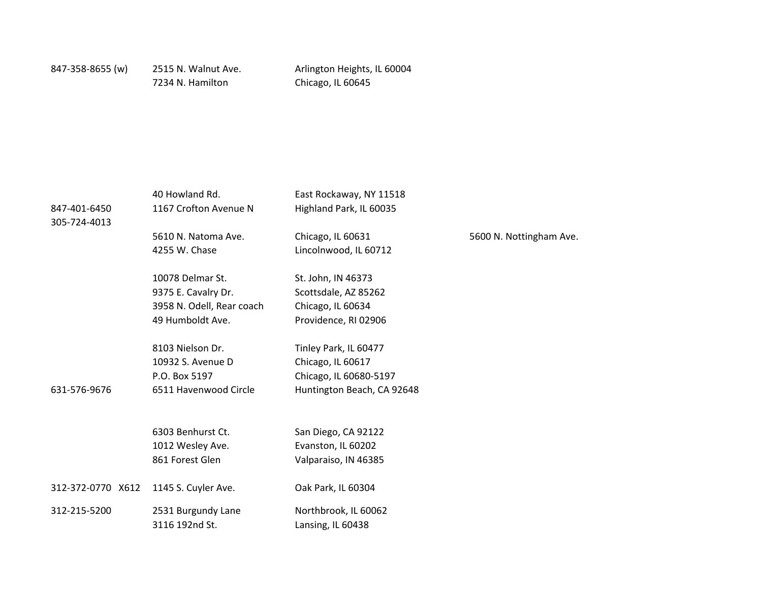| | | | |
|---|---|---|---|
| 847-358-8655 (w) | 2515 N. Walnut Ave. | Arlington Heights, IL 60004 | |
| | 7234 N. Hamilton | Chicago, IL 60645 | |
| | | | |
| | 40 Howland Rd. | East Rockaway, NY 11518 | |
| 847-401-6450 | 1167 Crofton Avenue N | Highland Park, IL 60035 | |
| 305-724-4013 | | | |
| | 5610 N. Natoma Ave. | Chicago, IL 60631 | 5600 N. Nottingham Ave. |
| | 4255 W. Chase | Lincolnwood, IL 60712 | |
| | | | |
| | 10078 Delmar St. | St. John, IN 46373 | |
| | 9375 E. Cavalry Dr. | Scottsdale, AZ 85262 | |
| | 3958 N. Odell, Rear coach | Chicago, IL 60634 | |
| | 49 Humboldt Ave. | Providence, RI 02906 | |
| | | | |
| | 8103 Nielson Dr. | Tinley Park, IL 60477 | |
| | 10932 S. Avenue D | Chicago, IL 60617 | |
| | P.O. Box 5197 | Chicago, IL 60680-5197 | |
| 631-576-9676 | 6511 Havenwood Circle | Huntington Beach, CA 92648 | |
| | | | |
| | 6303 Benhurst Ct. | San Diego, CA 92122 | |
| | 1012 Wesley Ave. | Evanston, IL 60202 | |
| | 861 Forest Glen | Valparaiso, IN 46385 | |
| | | | |
| 312-372-0770 X612 | 1145 S. Cuyler Ave. | Oak Park, IL 60304 | |
| 312-215-5200 | 2531 Burgundy Lane | Northbrook, IL 60062 | |
| | 3116 192nd St. | Lansing, IL 60438 | |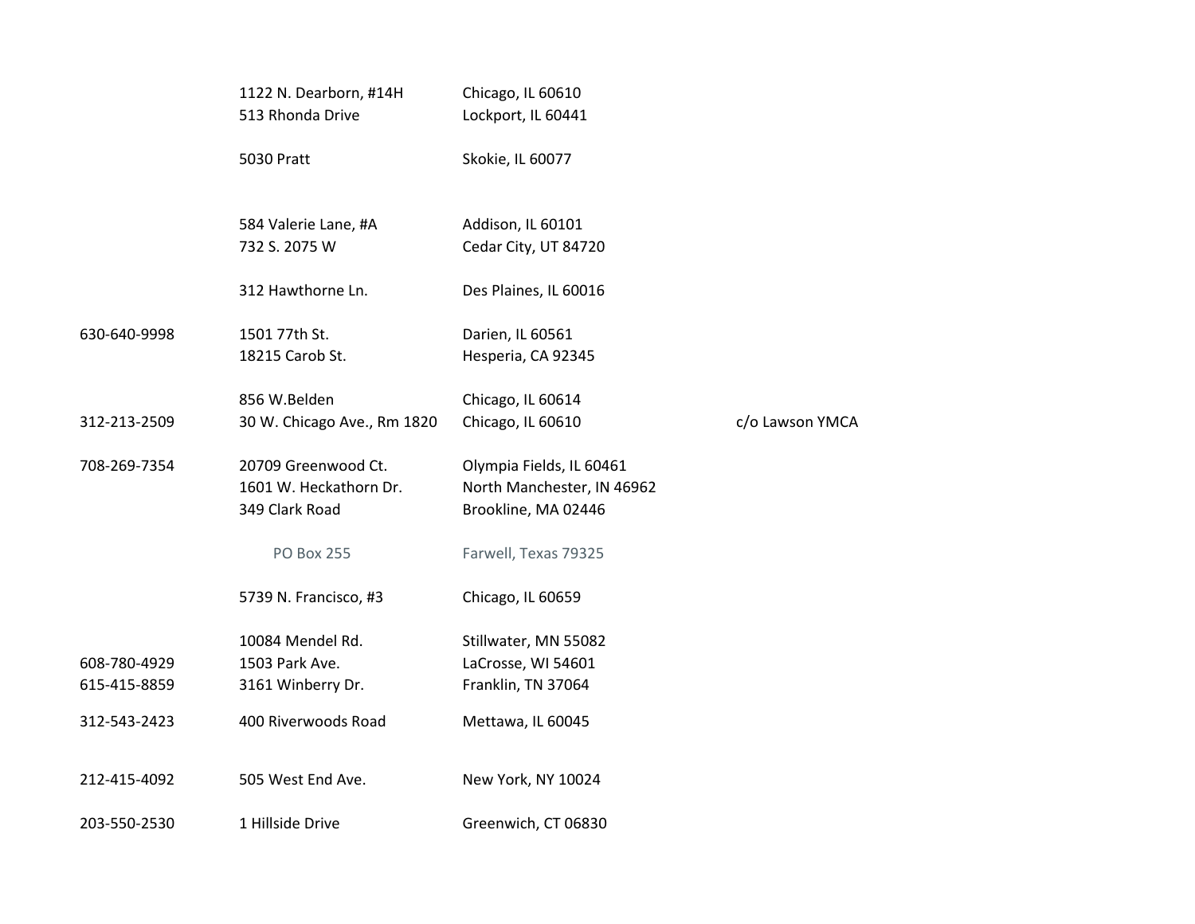| | | | |
|---|---|---|---|
| | 1122 N. Dearborn, #14H | Chicago, IL 60610 | |
| | 513 Rhonda Drive | Lockport, IL 60441 | |
| | 5030 Pratt | Skokie, IL 60077 | |
| | 584 Valerie Lane, #A | Addison, IL 60101 | |
| | 732 S. 2075 W | Cedar City, UT 84720 | |
| | 312 Hawthorne Ln. | Des Plaines, IL 60016 | |
| 630-640-9998 | 1501 77th St. | Darien, IL 60561 | |
| | 18215 Carob St. | Hesperia, CA 92345 | |
| | 856 W.Belden | Chicago, IL 60614 | |
| 312-213-2509 | 30 W. Chicago Ave., Rm 1820 | Chicago, IL 60610 | c/o Lawson YMCA |
| 708-269-7354 | 20709 Greenwood Ct. | Olympia Fields, IL 60461 | |
| | 1601 W. Heckathorn Dr. | North Manchester, IN 46962 | |
| | 349 Clark Road | Brookline, MA 02446 | |
| | PO Box 255 | Farwell, Texas 79325 | |
| | 5739 N. Francisco, #3 | Chicago, IL 60659 | |
| | 10084 Mendel Rd. | Stillwater, MN 55082 | |
| 608-780-4929 | 1503 Park Ave. | LaCrosse, WI 54601 | |
| 615-415-8859 | 3161 Winberry Dr. | Franklin, TN 37064 | |
| 312-543-2423 | 400 Riverwoods Road | Mettawa, IL 60045 | |
| 212-415-4092 | 505 West End Ave. | New York, NY 10024 | |
| 203-550-2530 | 1 Hillside Drive | Greenwich, CT 06830 | |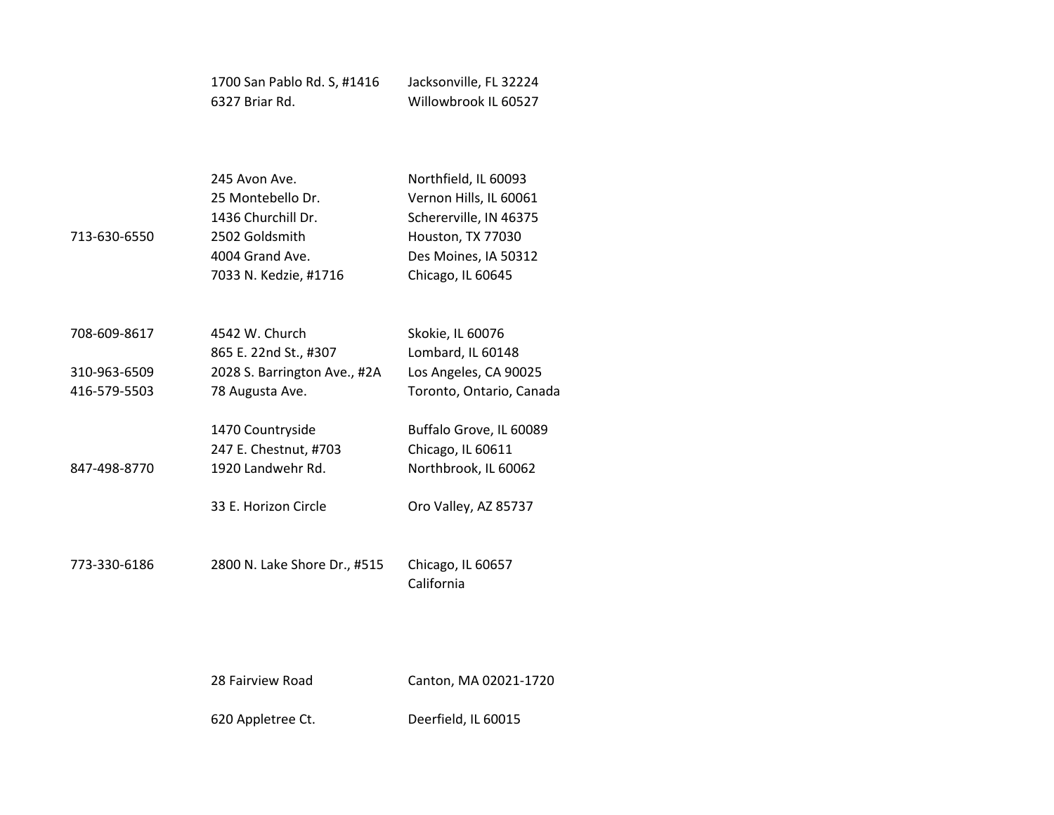| | | |
|---|---|---|
| | 1700 San Pablo Rd. S, #1416 | Jacksonville, FL 32224 |
| | 6327 Briar Rd. | Willowbrook IL 60527 |
| | | |
| | 245 Avon Ave. | Northfield, IL 60093 |
| | 25 Montebello Dr. | Vernon Hills, IL 60061 |
| | 1436 Churchill Dr. | Schererville, IN 46375 |
| 713-630-6550 | 2502 Goldsmith | Houston, TX 77030 |
| | 4004 Grand Ave. | Des Moines, IA 50312 |
| | 7033 N. Kedzie, #1716 | Chicago, IL 60645 |
| | | |
| 708-609-8617 | 4542 W. Church | Skokie, IL 60076 |
| | 865 E. 22nd St., #307 | Lombard, IL 60148 |
| 310-963-6509 | 2028 S. Barrington Ave., #2A | Los Angeles, CA 90025 |
| 416-579-5503 | 78 Augusta Ave. | Toronto, Ontario, Canada |
| | | |
| | 1470 Countryside | Buffalo Grove, IL 60089 |
| | 247 E. Chestnut, #703 | Chicago, IL 60611 |
| 847-498-8770 | 1920 Landwehr Rd. | Northbrook, IL 60062 |
| | | |
| | 33 E. Horizon Circle | Oro Valley, AZ 85737 |
| | | |
| 773-330-6186 | 2800 N. Lake Shore Dr., #515 | Chicago, IL 60657 |
| | | California |
| | | |
| | 28 Fairview Road | Canton, MA 02021-1720 |
| | | |
| | 620 Appletree Ct. | Deerfield, IL 60015 |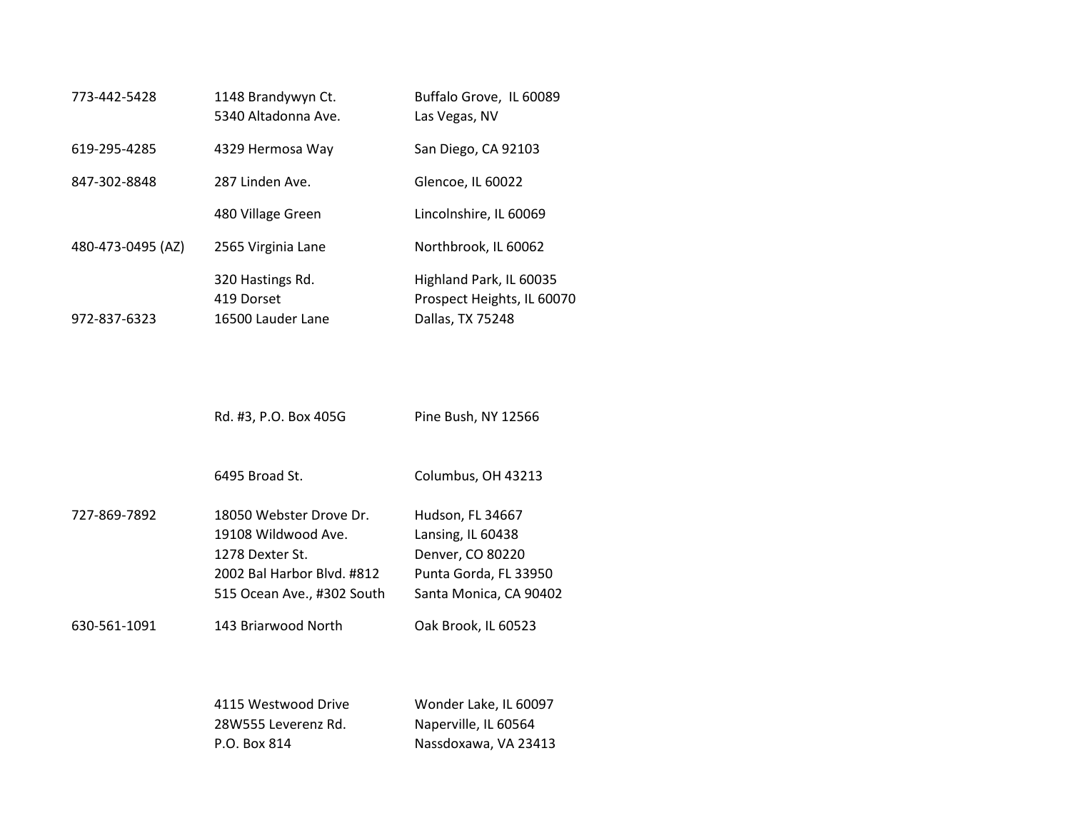| | | |
|---|---|---|
| 773-442-5428 | 1148 Brandywyn Ct. | Buffalo Grove,  IL 60089 |
| | 5340 Altadonna Ave. | Las Vegas, NV |
| 619-295-4285 | 4329 Hermosa Way | San Diego, CA 92103 |
| 847-302-8848 | 287 Linden Ave. | Glencoe, IL 60022 |
| | 480 Village Green | Lincolnshire, IL 60069 |
| 480-473-0495 (AZ) | 2565 Virginia Lane | Northbrook, IL 60062 |
| | 320 Hastings Rd. | Highland Park, IL 60035 |
| | 419 Dorset | Prospect Heights, IL 60070 |
| 972-837-6323 | 16500 Lauder Lane | Dallas, TX 75248 |
| | Rd. #3, P.O. Box 405G | Pine Bush, NY 12566 |
| | 6495 Broad St. | Columbus, OH 43213 |
| 727-869-7892 | 18050 Webster Drove Dr. | Hudson, FL 34667 |
| | 19108 Wildwood Ave. | Lansing, IL 60438 |
| | 1278 Dexter St. | Denver, CO 80220 |
| | 2002 Bal Harbor Blvd. #812 | Punta Gorda, FL 33950 |
| | 515 Ocean Ave., #302 South | Santa Monica, CA 90402 |
| 630-561-1091 | 143 Briarwood North | Oak Brook, IL 60523 |
| | 4115 Westwood Drive | Wonder Lake, IL 60097 |
| | 28W555 Leverenz Rd. | Naperville, IL 60564 |
| | P.O. Box 814 | Nassdoxawa, VA 23413 |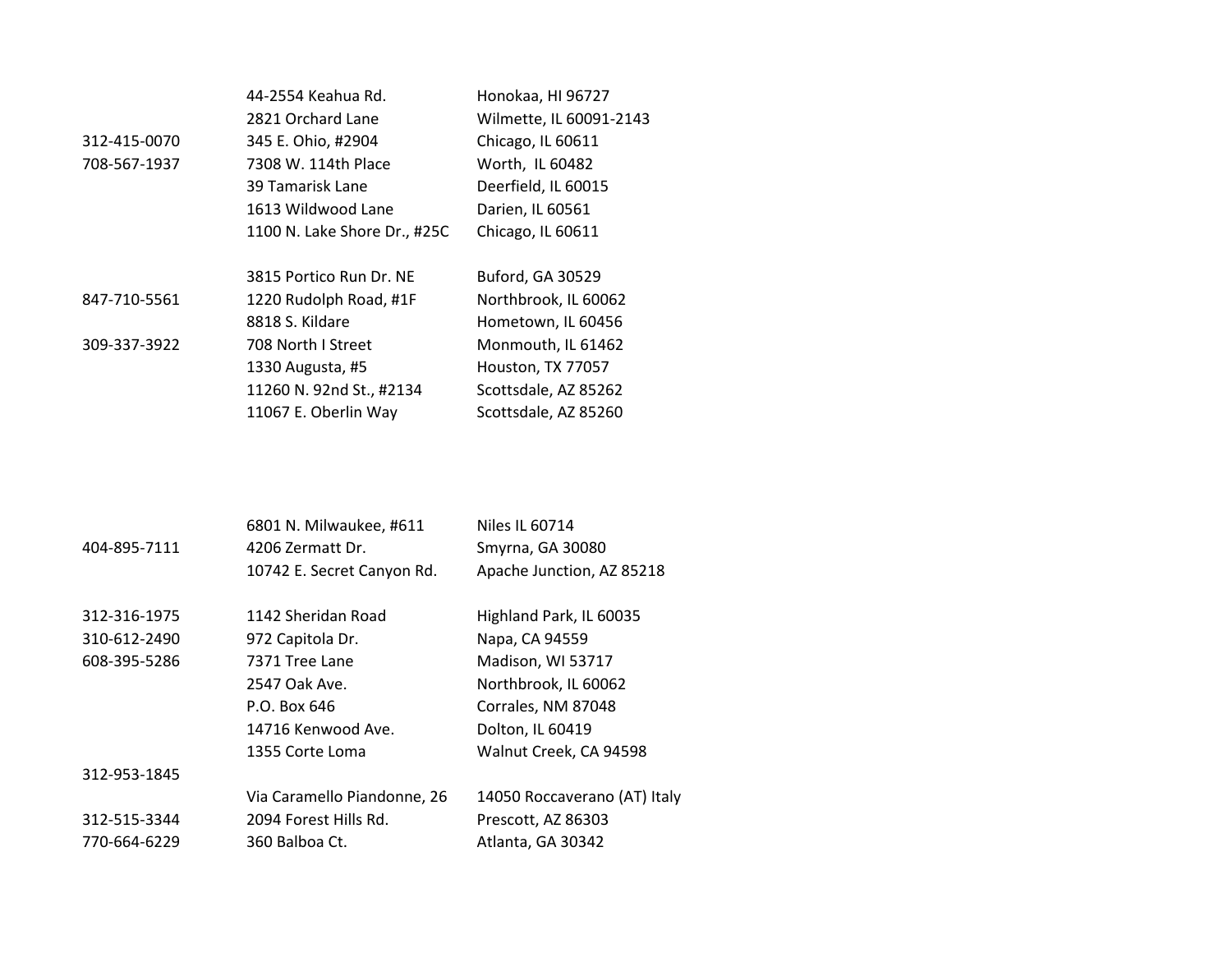| | | |
|---|---|---|
| | 44-2554 Keahua Rd. | Honokaa, HI 96727 |
| | 2821 Orchard Lane | Wilmette, IL 60091-2143 |
| 312-415-0070 | 345 E. Ohio, #2904 | Chicago, IL 60611 |
| 708-567-1937 | 7308 W. 114th Place | Worth,  IL 60482 |
| | 39 Tamarisk Lane | Deerfield, IL 60015 |
| | 1613 Wildwood Lane | Darien, IL 60561 |
| | 1100 N. Lake Shore Dr., #25C | Chicago, IL 60611 |
| | | |
| | 3815 Portico Run Dr. NE | Buford, GA 30529 |
| 847-710-5561 | 1220 Rudolph Road, #1F | Northbrook, IL 60062 |
| | 8818 S. Kildare | Hometown, IL 60456 |
| 309-337-3922 | 708 North I Street | Monmouth, IL 61462 |
| | 1330 Augusta, #5 | Houston, TX 77057 |
| | 11260 N. 92nd St., #2134 | Scottsdale, AZ 85262 |
| | 11067 E. Oberlin Way | Scottsdale, AZ 85260 |
| | | |
| | 6801 N. Milwaukee, #611 | Niles IL 60714 |
| 404-895-7111 | 4206 Zermatt Dr. | Smyrna, GA 30080 |
| | 10742 E. Secret Canyon Rd. | Apache Junction, AZ 85218 |
| | | |
| 312-316-1975 | 1142 Sheridan Road | Highland Park, IL 60035 |
| 310-612-2490 | 972 Capitola Dr. | Napa, CA 94559 |
| 608-395-5286 | 7371 Tree Lane | Madison, WI 53717 |
| | 2547 Oak Ave. | Northbrook, IL 60062 |
| | P.O. Box 646 | Corrales, NM 87048 |
| | 14716 Kenwood Ave. | Dolton, IL 60419 |
| | 1355 Corte Loma | Walnut Creek, CA 94598 |
| 312-953-1845 | | |
| | Via Caramello Piandonne, 26 | 14050 Roccaverano (AT) Italy |
| 312-515-3344 | 2094 Forest Hills Rd. | Prescott, AZ 86303 |
| 770-664-6229 | 360 Balboa Ct. | Atlanta, GA 30342 |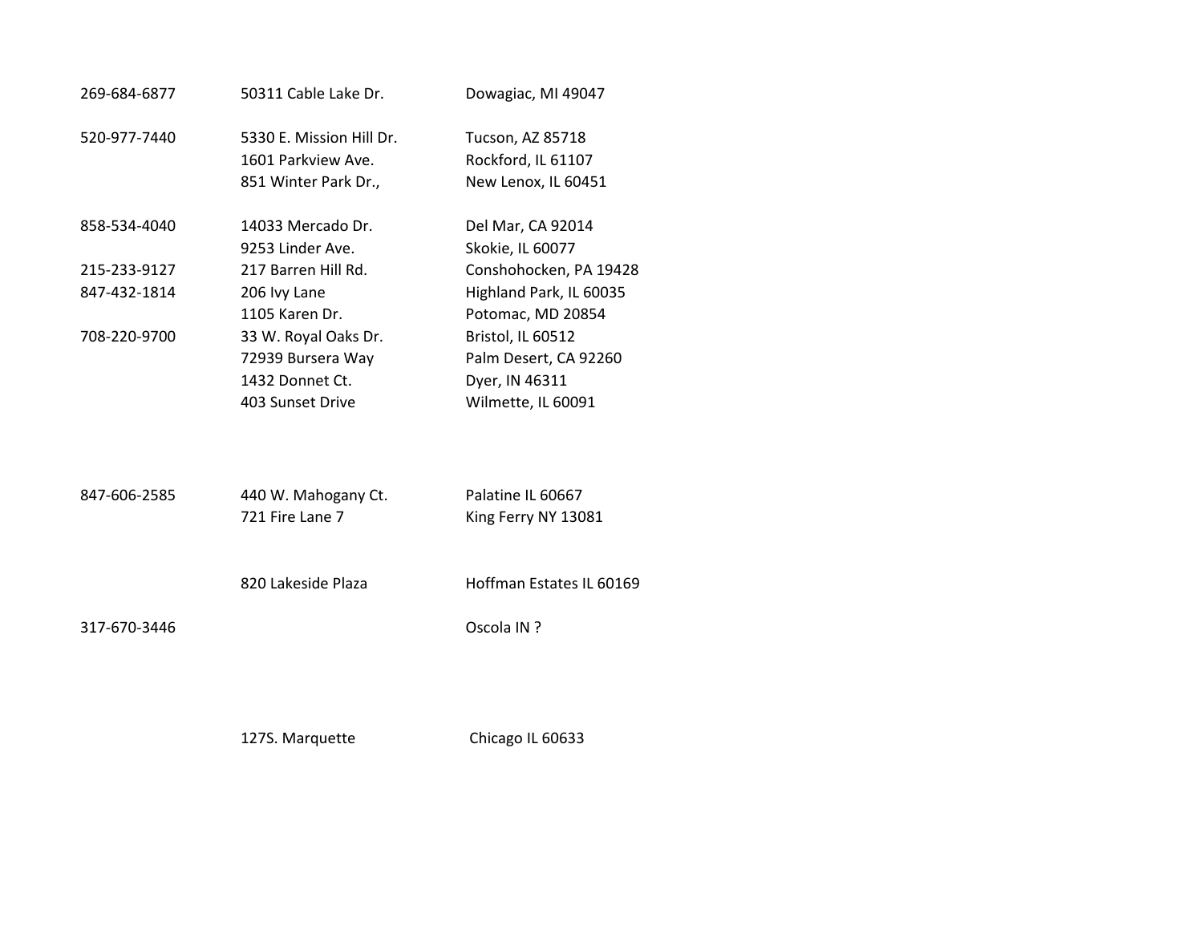| | | |
|---|---|---|
| 269-684-6877 | 50311 Cable Lake Dr. | Dowagiac, MI 49047 |
| | | |
| 520-977-7440 | 5330 E. Mission Hill Dr. | Tucson, AZ 85718 |
| | 1601 Parkview Ave. | Rockford, IL 61107 |
| | 851 Winter Park Dr., | New Lenox, IL 60451 |
| | | |
| 858-534-4040 | 14033 Mercado Dr. | Del Mar, CA 92014 |
| | 9253 Linder Ave. | Skokie, IL 60077 |
| 215-233-9127 | 217 Barren Hill Rd. | Conshohocken, PA 19428 |
| 847-432-1814 | 206 Ivy Lane | Highland Park, IL 60035 |
| | 1105 Karen Dr. | Potomac, MD 20854 |
| 708-220-9700 | 33 W. Royal Oaks Dr. | Bristol, IL 60512 |
| | 72939 Bursera Way | Palm Desert, CA 92260 |
| | 1432 Donnet Ct. | Dyer, IN 46311 |
| | 403 Sunset Drive | Wilmette, IL 60091 |
| | | |
| 847-606-2585 | 440 W. Mahogany Ct. | Palatine IL 60667 |
| | 721 Fire Lane 7 | King Ferry NY 13081 |
| | | |
| | 820 Lakeside Plaza | Hoffman Estates IL 60169 |
| | | |
| 317-670-3446 | | Oscola IN ? |
| | | |
| | 127S. Marquette | Chicago IL 60633 |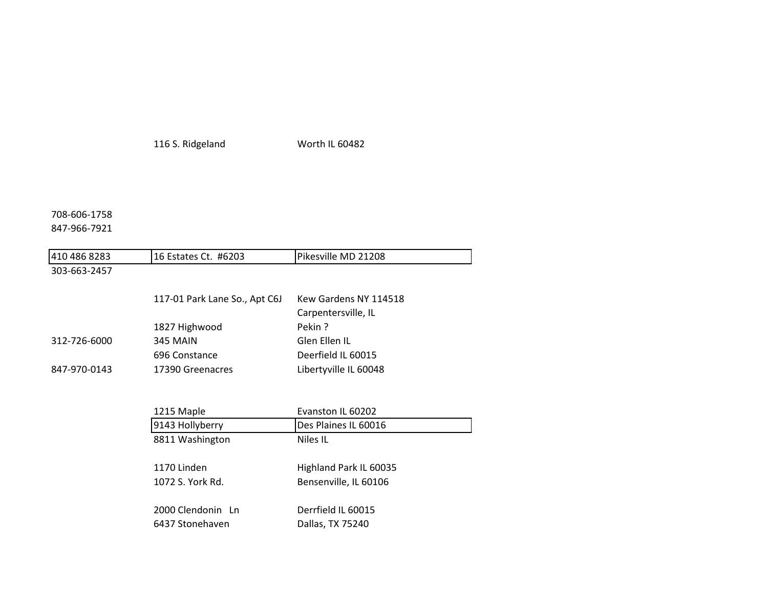| | | |
|---|---|---|
| | 116 S. Ridgeland | Worth IL 60482 |
| | | |
| 708-606-1758 | | |
| 847-966-7921 | | |
| | | |
| 410 486 8283 | 16 Estates Ct.  #6203 | Pikesville MD 21208 |
| 303-663-2457 | | |
| | | |
| | 117-01 Park Lane So., Apt C6J | Kew Gardens NY 114518 |
| | | Carpentersville, IL |
| | 1827 Highwood | Pekin ? |
| 312-726-6000 | 345 MAIN | Glen Ellen IL |
| | 696 Constance | Deerfield IL 60015 |
| 847-970-0143 | 17390 Greenacres | Libertyville IL 60048 |
| | | |
| | 1215 Maple | Evanston IL 60202 |
| | 9143 Hollyberry | Des Plaines IL 60016 |
| | 8811 Washington | Niles IL |
| | | |
| | 1170 Linden | Highland Park IL 60035 |
| | 1072 S. York Rd. | Bensenville, IL 60106 |
| | | |
| | 2000 Clendonin   Ln | Derrfield IL 60015 |
| | 6437 Stonehaven | Dallas, TX 75240 |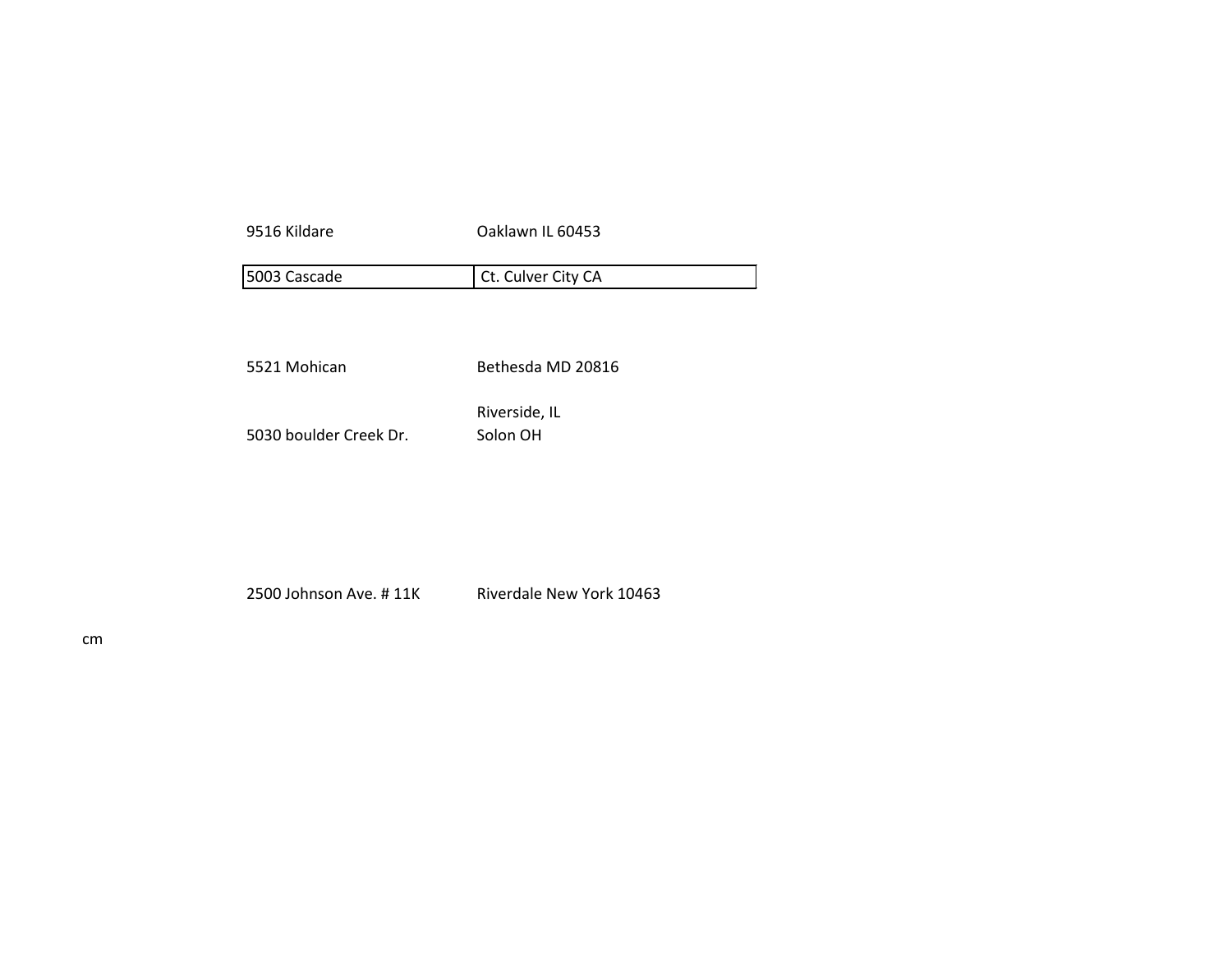| | |
|---|---|
| 9516 Kildare | Oaklawn IL 60453 |
| 5003 Cascade | Ct. Culver City CA |
| | |
| 5521 Mohican | Bethesda MD 20816 |
| | Riverside, IL |
| 5030 boulder Creek Dr. | Solon OH |
| | |
| 2500 Johnson Ave. # 11K | Riverdale New York 10463 |

cm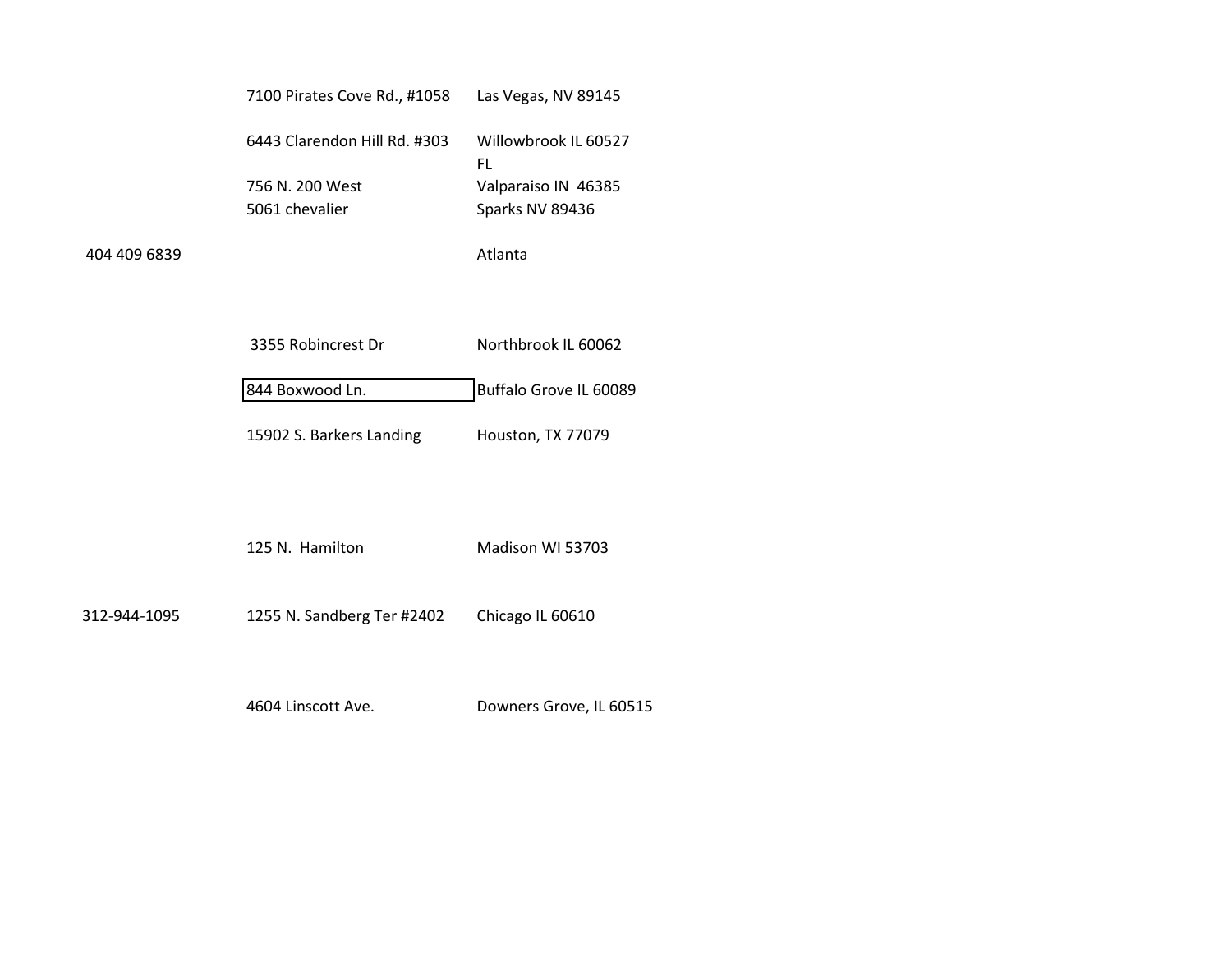| | | |
|---|---|---|
| | 7100 Pirates Cove Rd., #1058 | Las Vegas, NV 89145 |
| | 6443 Clarendon Hill Rd. #303 | Willowbrook IL 60527 |
| | | FL |
| | 756 N. 200 West | Valparaiso IN 46385 |
| | 5061 chevalier | Sparks NV 89436 |
| 404 409 6839 | | Atlanta |
| | 3355 Robincrest Dr | Northbrook IL 60062 |
| | 844 Boxwood Ln. | Buffalo Grove IL 60089 |
| | 15902 S. Barkers Landing | Houston, TX 77079 |
| | 125 N. Hamilton | Madison WI 53703 |
| 312-944-1095 | 1255 N. Sandberg Ter #2402 | Chicago IL 60610 |
| | 4604 Linscott Ave. | Downers Grove, IL 60515 |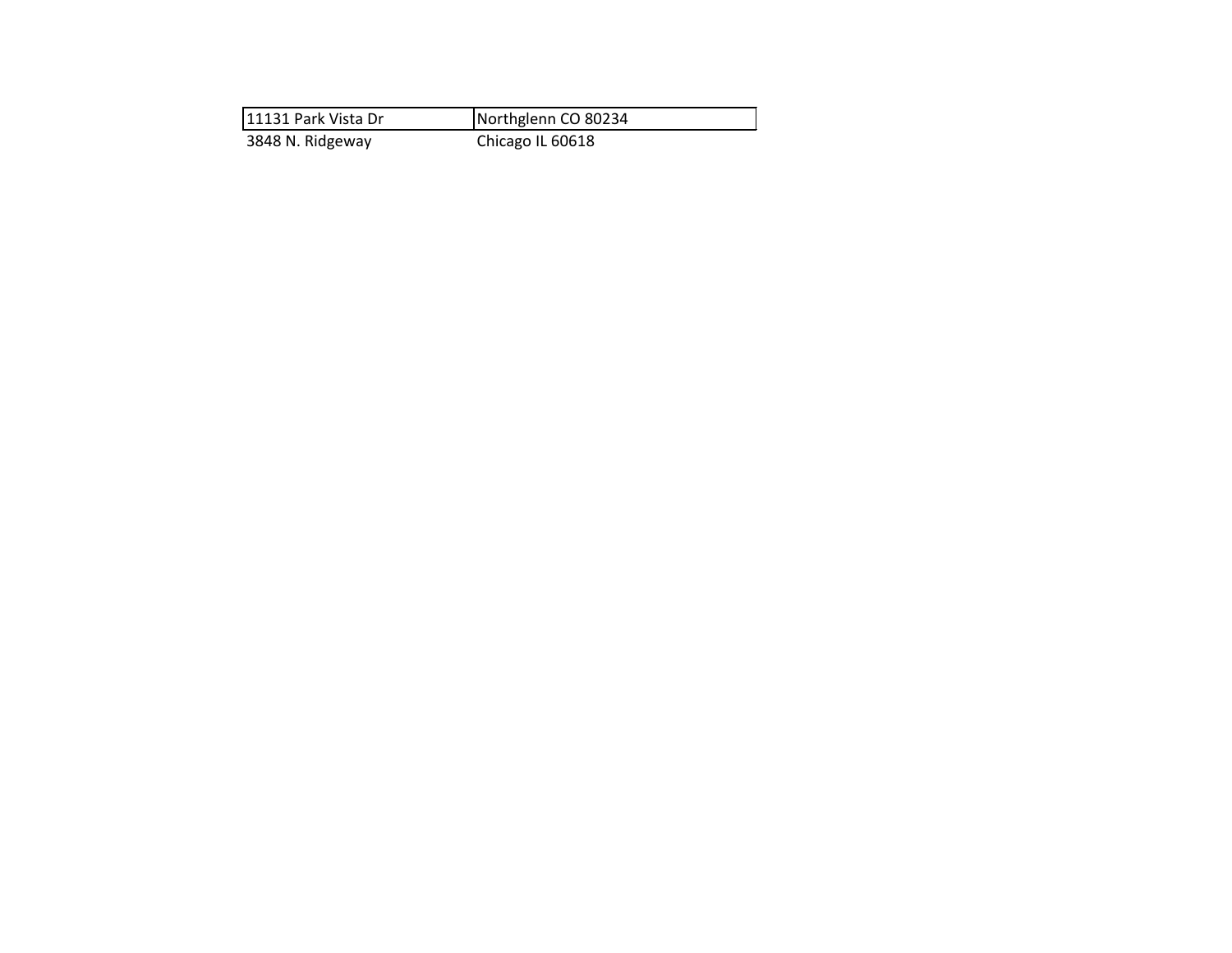| | |
|---|---|
| 11131 Park Vista Dr | Northglenn CO 80234 |
| 3848 N. Ridgeway | Chicago IL 60618 |